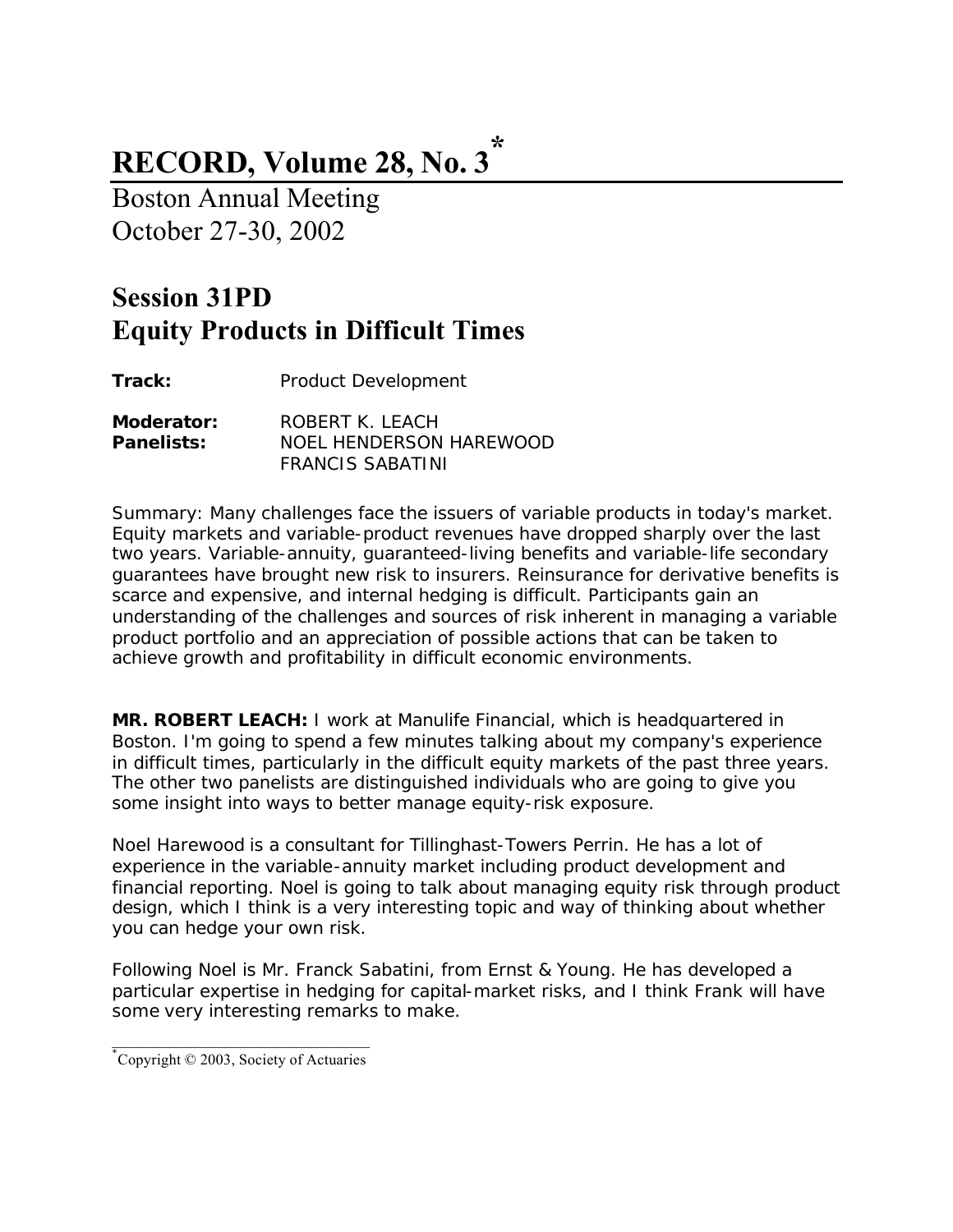# RECORD, Volume 28, No. 3*

Boston Annual Meeting
October 27-30, 2002

## Session 31PD
## Equity Products in Difficult Times

**Track:** Product Development

**Moderator:** ROBERT K. LEACH
**Panelists:** NOEL HENDERSON HAREWOOD
FRANCIS SABATINI

Summary: Many challenges face the issuers of variable products in today's market. Equity markets and variable-product revenues have dropped sharply over the last two years. Variable-annuity, guaranteed-living benefits and variable-life secondary guarantees have brought new risk to insurers. Reinsurance for derivative benefits is scarce and expensive, and internal hedging is difficult. Participants gain an understanding of the challenges and sources of risk inherent in managing a variable product portfolio and an appreciation of possible actions that can be taken to achieve growth and profitability in difficult economic environments.

**MR. ROBERT LEACH:** I work at Manulife Financial, which is headquartered in Boston. I'm going to spend a few minutes talking about my company's experience in difficult times, particularly in the difficult equity markets of the past three years. The other two panelists are distinguished individuals who are going to give you some insight into ways to better manage equity-risk exposure.

Noel Harewood is a consultant for Tillinghast-Towers Perrin. He has a lot of experience in the variable-annuity market including product development and financial reporting. Noel is going to talk about managing equity risk through product design, which I think is a very interesting topic and way of thinking about whether you can hedge your own risk.

Following Noel is Mr. Franck Sabatini, from Ernst & Young. He has developed a particular expertise in hedging for capital-market risks, and I think Frank will have some very interesting remarks to make.

*Copyright © 2003, Society of Actuaries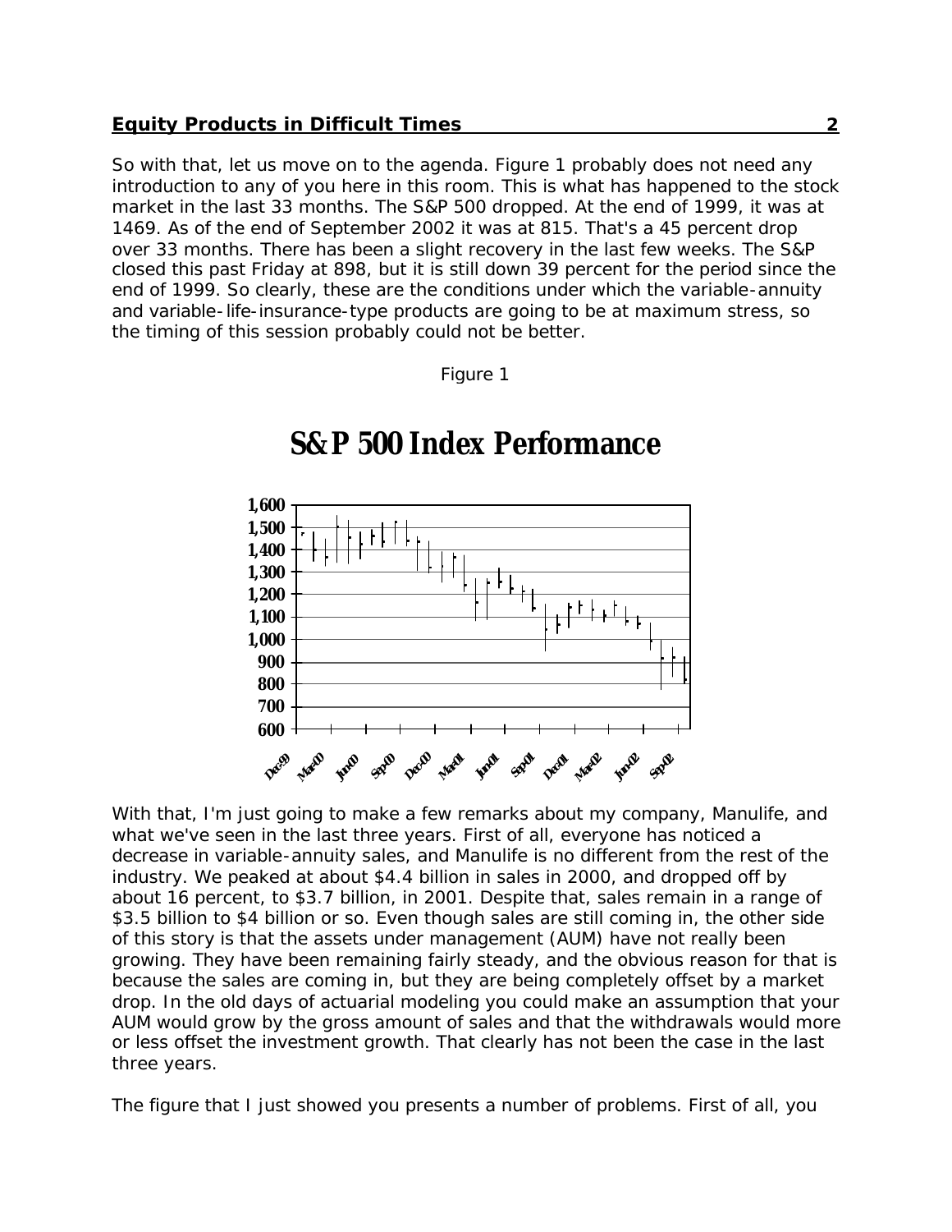So with that, let us move on to the agenda. Figure 1 probably does not need any introduction to any of you here in this room. This is what has happened to the stock market in the last 33 months. The S&P 500 dropped. At the end of 1999, it was at 1469. As of the end of September 2002 it was at 815. That's a 45 percent drop over 33 months. There has been a slight recovery in the last few weeks. The S&P closed this past Friday at 898, but it is still down 39 percent for the period since the end of 1999. So clearly, these are the conditions under which the variable-annuity and variable-life-insurance-type products are going to be at maximum stress, so the timing of this session probably could not be better.

Figure 1

**S&P 500 Index Performance**

1,600
1,500
1,400
1,300
1,200
1,100
1,000
900
800
700
600

Dec-99 Mar-00 Jun-00 Sep-00 Dec-00 Mar-01 Jun-01 Sep-01 Dec-01 Mar-02 Jun-02 Sep-02

With that, I'm just going to make a few remarks about my company, Manulife, and what we've seen in the last three years. First of all, everyone has noticed a decrease in variable-annuity sales, and Manulife is no different from the rest of the industry. We peaked at about $4.4 billion in sales in 2000, and dropped off by about 16 percent, to $3.7 billion, in 2001. Despite that, sales remain in a range of $3.5 billion to $4 billion or so. Even though sales are still coming in, the other side of this story is that the assets under management (AUM) have not really been growing. They have been remaining fairly steady, and the obvious reason for that is because the sales are coming in, but they are being completely offset by a market drop. In the old days of actuarial modeling you could make an assumption that your AUM would grow by the gross amount of sales and that the withdrawals would more or less offset the investment growth. That clearly has not been the case in the last three years.

The figure that I just showed you presents a number of problems. First of all, you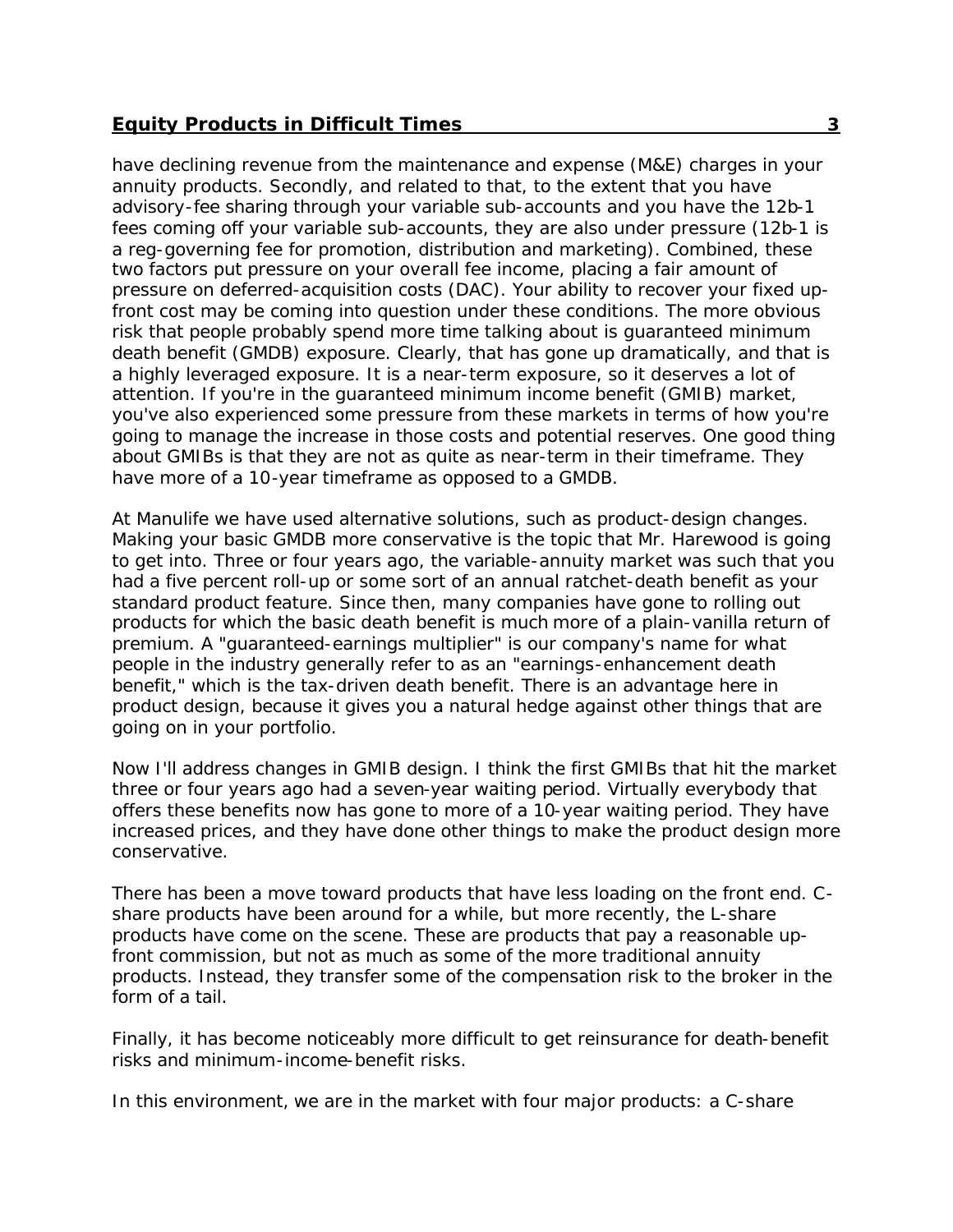have declining revenue from the maintenance and expense (M&E) charges in your annuity products. Secondly, and related to that, to the extent that you have advisory-fee sharing through your variable sub-accounts and you have the 12b-1 fees coming off your variable sub-accounts, they are also under pressure (12b-1 is a reg-governing fee for promotion, distribution and marketing). Combined, these two factors put pressure on your overall fee income, placing a fair amount of pressure on deferred-acquisition costs (DAC). Your ability to recover your fixed up-front cost may be coming into question under these conditions. The more obvious risk that people probably spend more time talking about is guaranteed minimum death benefit (GMDB) exposure. Clearly, that has gone up dramatically, and that is a highly leveraged exposure. It is a near-term exposure, so it deserves a lot of attention. If you're in the guaranteed minimum income benefit (GMIB) market, you've also experienced some pressure from these markets in terms of how you're going to manage the increase in those costs and potential reserves. One good thing about GMIBs is that they are not as quite as near-term in their timeframe. They have more of a 10-year timeframe as opposed to a GMDB.

At Manulife we have used alternative solutions, such as product-design changes. Making your basic GMDB more conservative is the topic that Mr. Harewood is going to get into. Three or four years ago, the variable-annuity market was such that you had a five percent roll-up or some sort of an annual ratchet-death benefit as your standard product feature. Since then, many companies have gone to rolling out products for which the basic death benefit is much more of a plain-vanilla return of premium. A "guaranteed-earnings multiplier" is our company's name for what people in the industry generally refer to as an "earnings-enhancement death benefit," which is the tax-driven death benefit. There is an advantage here in product design, because it gives you a natural hedge against other things that are going on in your portfolio.

Now I'll address changes in GMIB design. I think the first GMIBs that hit the market three or four years ago had a seven-year waiting period. Virtually everybody that offers these benefits now has gone to more of a 10-year waiting period. They have increased prices, and they have done other things to make the product design more conservative.

There has been a move toward products that have less loading on the front end. C-share products have been around for a while, but more recently, the L-share products have come on the scene. These are products that pay a reasonable up-front commission, but not as much as some of the more traditional annuity products. Instead, they transfer some of the compensation risk to the broker in the form of a tail.

Finally, it has become noticeably more difficult to get reinsurance for death-benefit risks and minimum-income-benefit risks.

In this environment, we are in the market with four major products: a C-share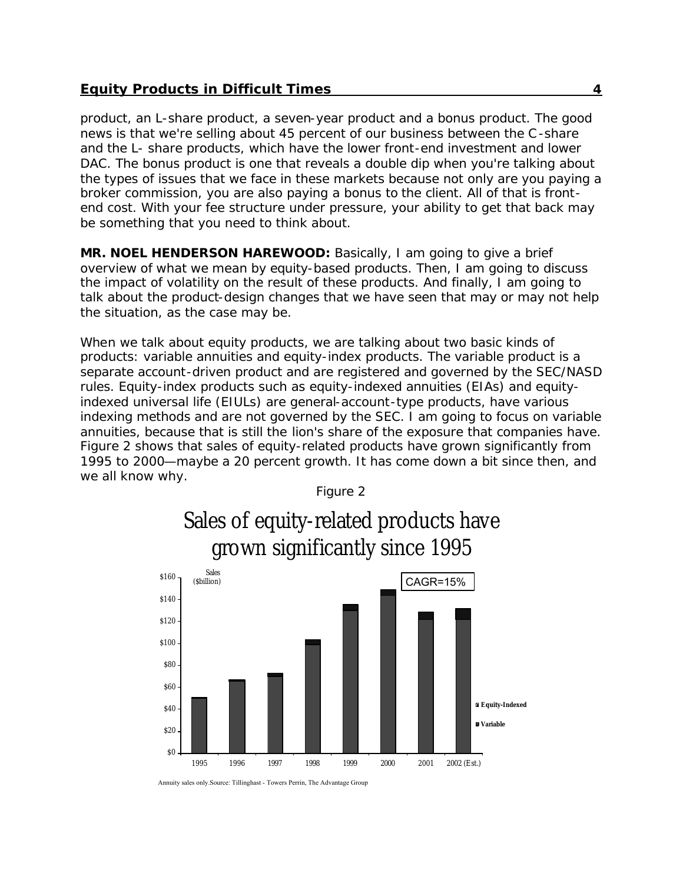product, an L-share product, a seven-year product and a bonus product. The good news is that we're selling about 45 percent of our business between the C-share and the L- share products, which have the lower front-end investment and lower DAC. The bonus product is one that reveals a double dip when you're talking about the types of issues that we face in these markets because not only are you paying a broker commission, you are also paying a bonus to the client. All of that is front-end cost. With your fee structure under pressure, your ability to get that back may be something that you need to think about.

**MR. NOEL HENDERSON HAREWOOD:** Basically, I am going to give a brief overview of what we mean by equity-based products. Then, I am going to discuss the impact of volatility on the result of these products. And finally, I am going to talk about the product-design changes that we have seen that may or may not help the situation, as the case may be.

When we talk about equity products, we are talking about two basic kinds of products: variable annuities and equity-index products. The variable product is a separate account-driven product and are registered and governed by the SEC/NASD rules. Equity-index products such as equity-indexed annuities (EIAs) and equity-indexed universal life (EIULs) are general-account-type products, have various indexing methods and are not governed by the SEC. I am going to focus on variable annuities, because that is still the lion's share of the exposure that companies have. Figure 2 shows that sales of equity-related products have grown significantly from 1995 to 2000—maybe a 20 percent growth. It has come down a bit since then, and we all know why.

Figure 2

Sales of equity-related products have grown significantly since 1995

Sales ($billion)

CAGR=15%

$160
$140
$120
$100
$80
$60
$40
$20
$0

1995 1996 1997 1998 1999 2000 2001 2002 (Est.)

Equity-Indexed

Variable

Annuity sales only.Source: Tillinghast - Towers Perrin, The Advantage Group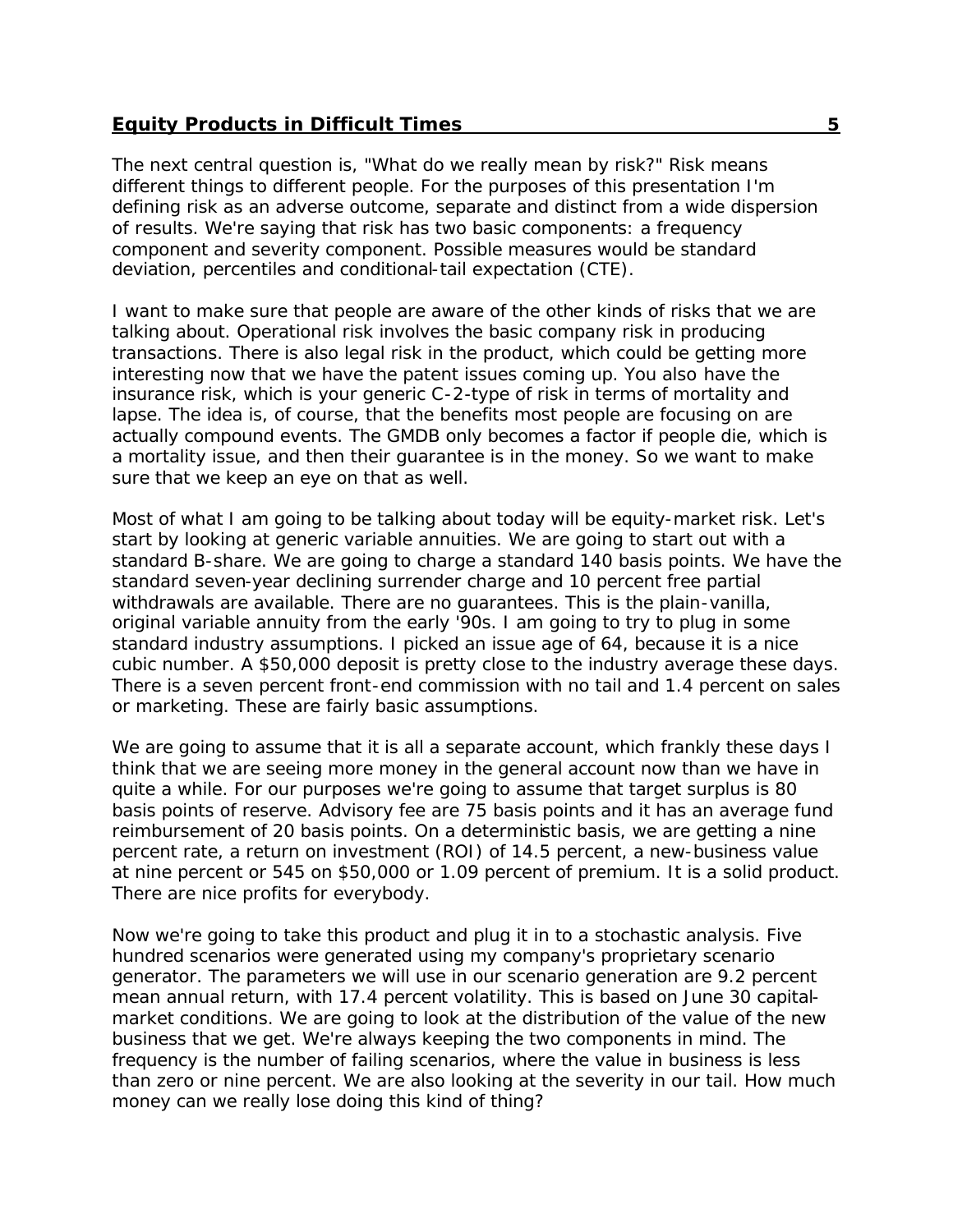The next central question is, "What do we really mean by risk?" Risk means different things to different people. For the purposes of this presentation I'm defining risk as an adverse outcome, separate and distinct from a wide dispersion of results. We're saying that risk has two basic components: a frequency component and severity component. Possible measures would be standard deviation, percentiles and conditional-tail expectation (CTE).

I want to make sure that people are aware of the other kinds of risks that we are talking about. Operational risk involves the basic company risk in producing transactions. There is also legal risk in the product, which could be getting more interesting now that we have the patent issues coming up. You also have the insurance risk, which is your generic C-2-type of risk in terms of mortality and lapse. The idea is, of course, that the benefits most people are focusing on are actually compound events. The GMDB only becomes a factor if people die, which is a mortality issue, and then their guarantee is in the money. So we want to make sure that we keep an eye on that as well.

Most of what I am going to be talking about today will be equity-market risk. Let's start by looking at generic variable annuities. We are going to start out with a standard B-share. We are going to charge a standard 140 basis points. We have the standard seven-year declining surrender charge and 10 percent free partial withdrawals are available. There are no guarantees. This is the plain-vanilla, original variable annuity from the early '90s. I am going to try to plug in some standard industry assumptions. I picked an issue age of 64, because it is a nice cubic number. A $50,000 deposit is pretty close to the industry average these days. There is a seven percent front-end commission with no tail and 1.4 percent on sales or marketing. These are fairly basic assumptions.

We are going to assume that it is all a separate account, which frankly these days I think that we are seeing more money in the general account now than we have in quite a while. For our purposes we're going to assume that target surplus is 80 basis points of reserve. Advisory fee are 75 basis points and it has an average fund reimbursement of 20 basis points. On a deterministic basis, we are getting a nine percent rate, a return on investment (ROI) of 14.5 percent, a new-business value at nine percent or 545 on $50,000 or 1.09 percent of premium. It is a solid product. There are nice profits for everybody.

Now we're going to take this product and plug it in to a stochastic analysis. Five hundred scenarios were generated using my company's proprietary scenario generator. The parameters we will use in our scenario generation are 9.2 percent mean annual return, with 17.4 percent volatility. This is based on June 30 capital-market conditions. We are going to look at the distribution of the value of the new business that we get. We're always keeping the two components in mind. The frequency is the number of failing scenarios, where the value in business is less than zero or nine percent. We are also looking at the severity in our tail. How much money can we really lose doing this kind of thing?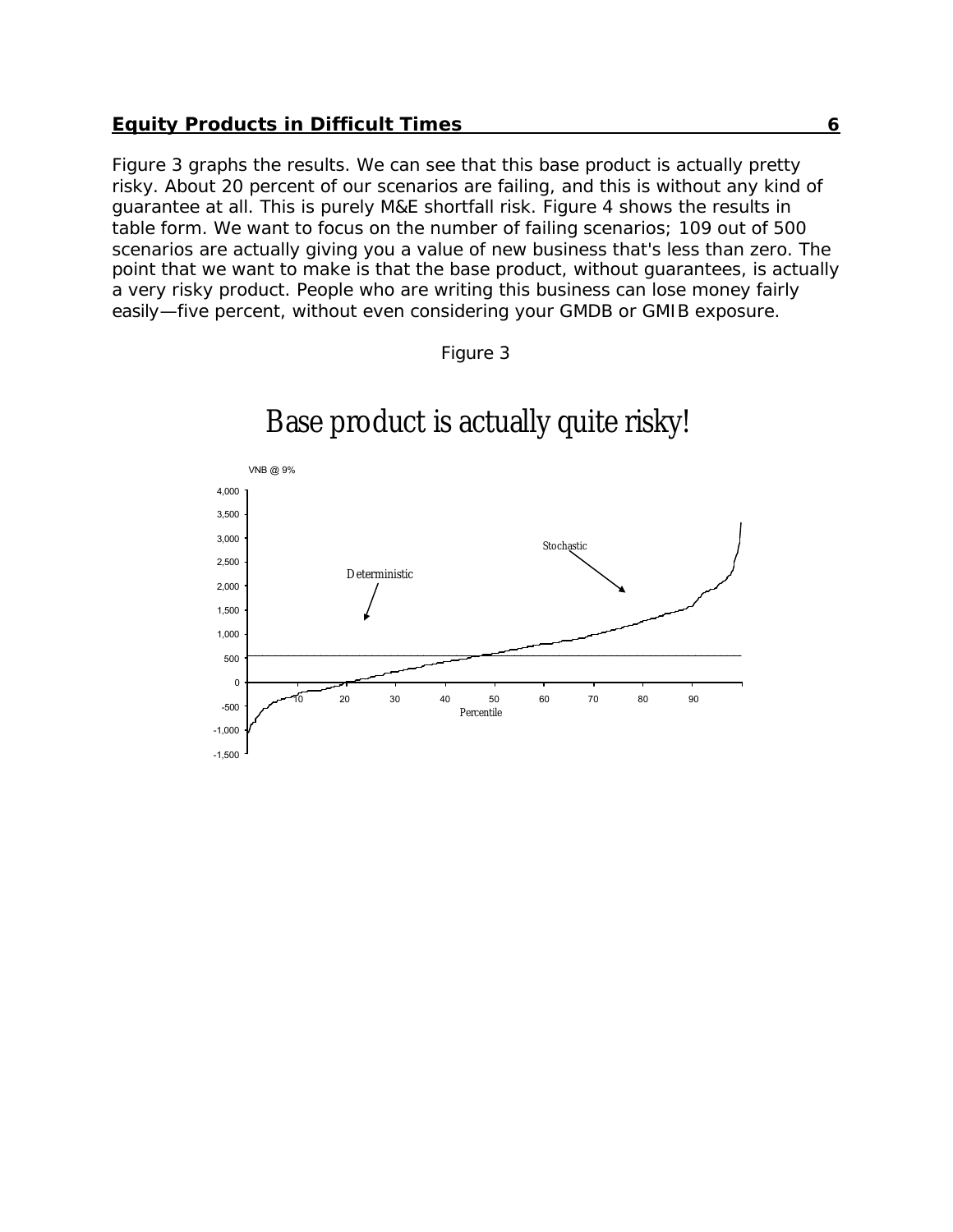Figure 3 graphs the results. We can see that this base product is actually pretty risky. About 20 percent of our scenarios are failing, and this is without any kind of guarantee at all. This is purely M&E shortfall risk. Figure 4 shows the results in table form. We want to focus on the number of failing scenarios; 109 out of 500 scenarios are actually giving you a value of new business that's less than zero. The point that we want to make is that the base product, without guarantees, is actually a very risky product. People who are writing this business can lose money fairly easily—five percent, without even considering your GMDB or GMIB exposure.

Figure 3

Base product is actually quite risky!

VNB @ 9%

4,000
3,500
3,000
2,500
2,000
1,500
1,000
500
0
-500
-1,000
-1,500

Stochastic

Deterministic

10
20
30
40
50
60
70
80
90

Percentile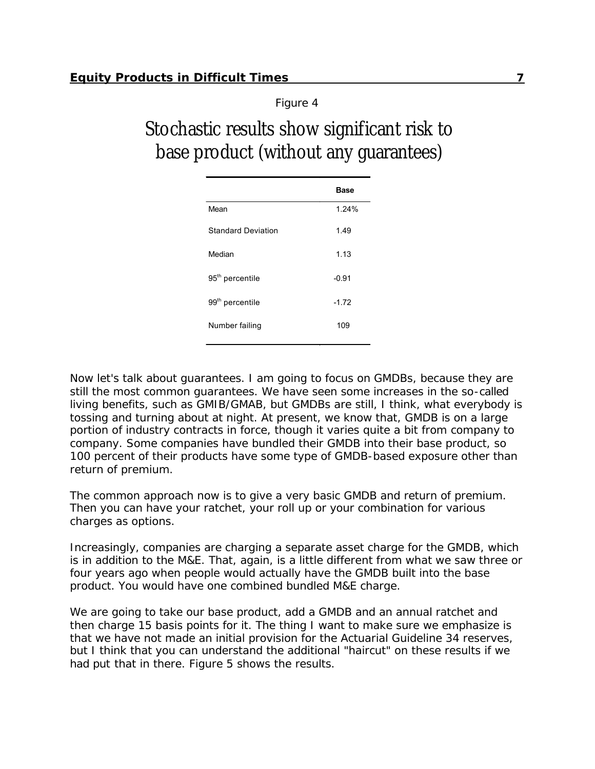Figure 4

## Stochastic results show significant risk to base product (without any guarantees)

| | Base |
|---|---|
| Mean | 1.24% |
| Standard Deviation | 1.49 |
| Median | 1.13 |
| 95th percentile | -0.91 |
| 99th percentile | -1.72 |
| Number failing | 109 |

Now let's talk about guarantees. I am going to focus on GMDBs, because they are still the most common guarantees. We have seen some increases in the so-called living benefits, such as GMIB/GMAB, but GMDBs are still, I think, what everybody is tossing and turning about at night. At present, we know that, GMDB is on a large portion of industry contracts in force, though it varies quite a bit from company to company. Some companies have bundled their GMDB into their base product, so 100 percent of their products have some type of GMDB-based exposure other than return of premium.

The common approach now is to give a very basic GMDB and return of premium. Then you can have your ratchet, your roll up or your combination for various charges as options.

Increasingly, companies are charging a separate asset charge for the GMDB, which is in addition to the M&E. That, again, is a little different from what we saw three or four years ago when people would actually have the GMDB built into the base product. You would have one combined bundled M&E charge.

We are going to take our base product, add a GMDB and an annual ratchet and then charge 15 basis points for it. The thing I want to make sure we emphasize is that we have not made an initial provision for the Actuarial Guideline 34 reserves, but I think that you can understand the additional "haircut" on these results if we had put that in there. Figure 5 shows the results.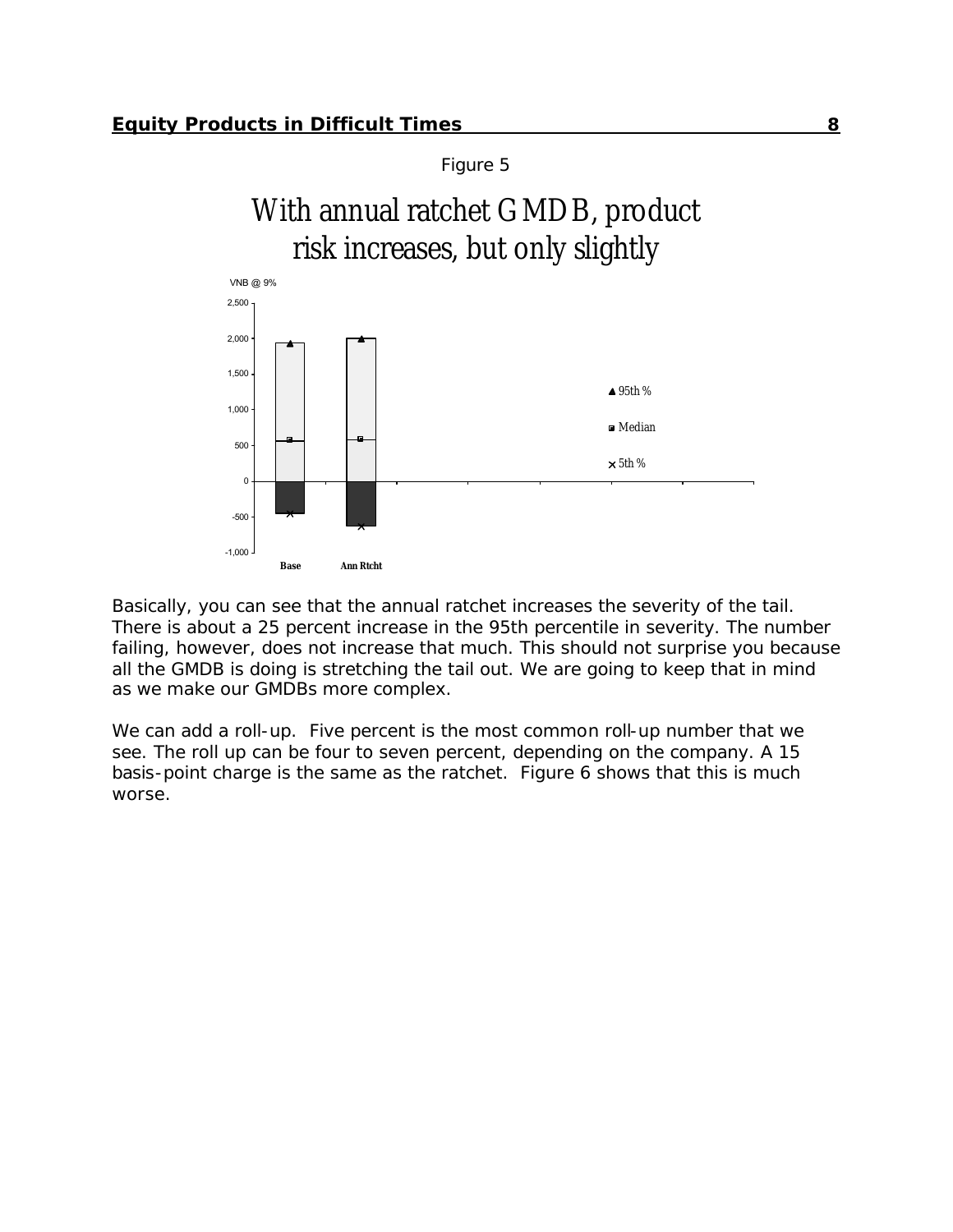Figure 5

With annual ratchet GMDB, product risk increases, but only slightly

VNB @ 9%

2,500
2,000
1,500
1,000
500
0
-500
-1,000

Base
Ann Rtcht

95th %
Median
5th %

Basically, you can see that the annual ratchet increases the severity of the tail. There is about a 25 percent increase in the 95th percentile in severity. The number failing, however, does not increase that much. This should not surprise you because all the GMDB is doing is stretching the tail out. We are going to keep that in mind as we make our GMDBs more complex.

We can add a roll-up. Five percent is the most common roll-up number that we see. The roll up can be four to seven percent, depending on the company. A 15 basis-point charge is the same as the ratchet. Figure 6 shows that this is much worse.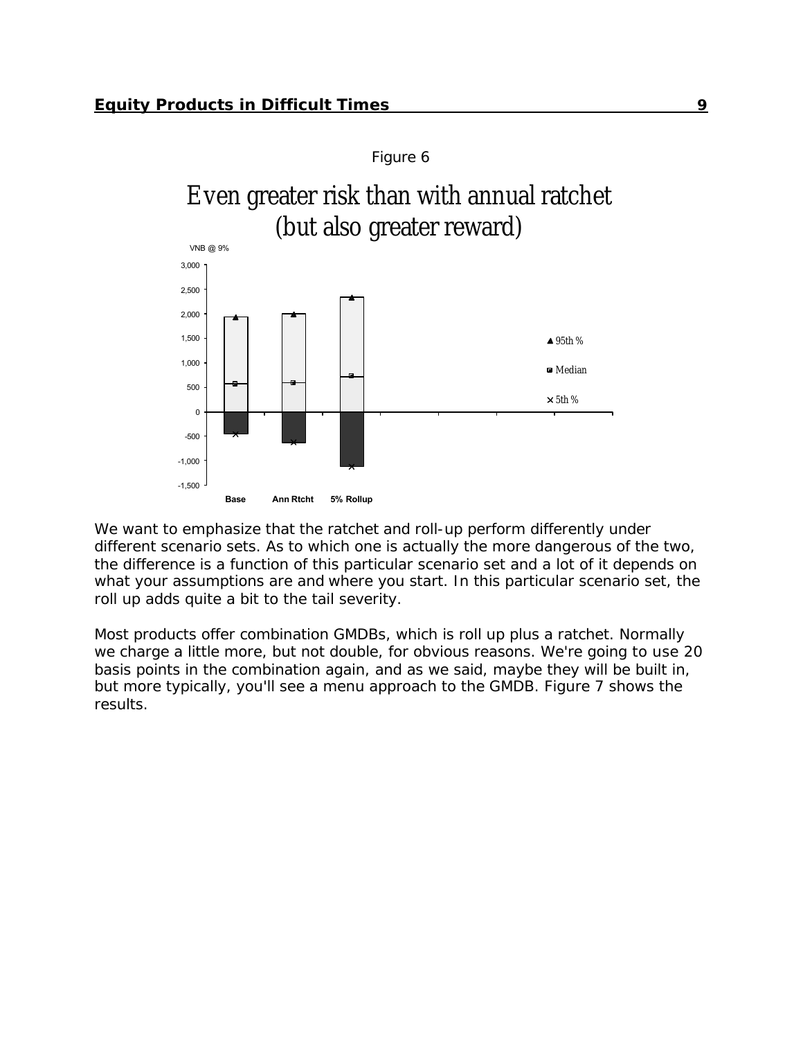Figure 6

Even greater risk than with annual ratchet
(but also greater reward)

VNB @ 9%

3,000
2,500
2,000
1,500
1,000
500
0
-500
-1,000
-1,500

Base
Ann Rtcht
5% Rollup

▲ 95th %
Median
× 5th %

We want to emphasize that the ratchet and roll-up perform differently under different scenario sets. As to which one is actually the more dangerous of the two, the difference is a function of this particular scenario set and a lot of it depends on what your assumptions are and where you start. In this particular scenario set, the roll up adds quite a bit to the tail severity.

Most products offer combination GMDBs, which is roll up plus a ratchet. Normally we charge a little more, but not double, for obvious reasons. We're going to use 20 basis points in the combination again, and as we said, maybe they will be built in, but more typically, you'll see a menu approach to the GMDB. Figure 7 shows the results.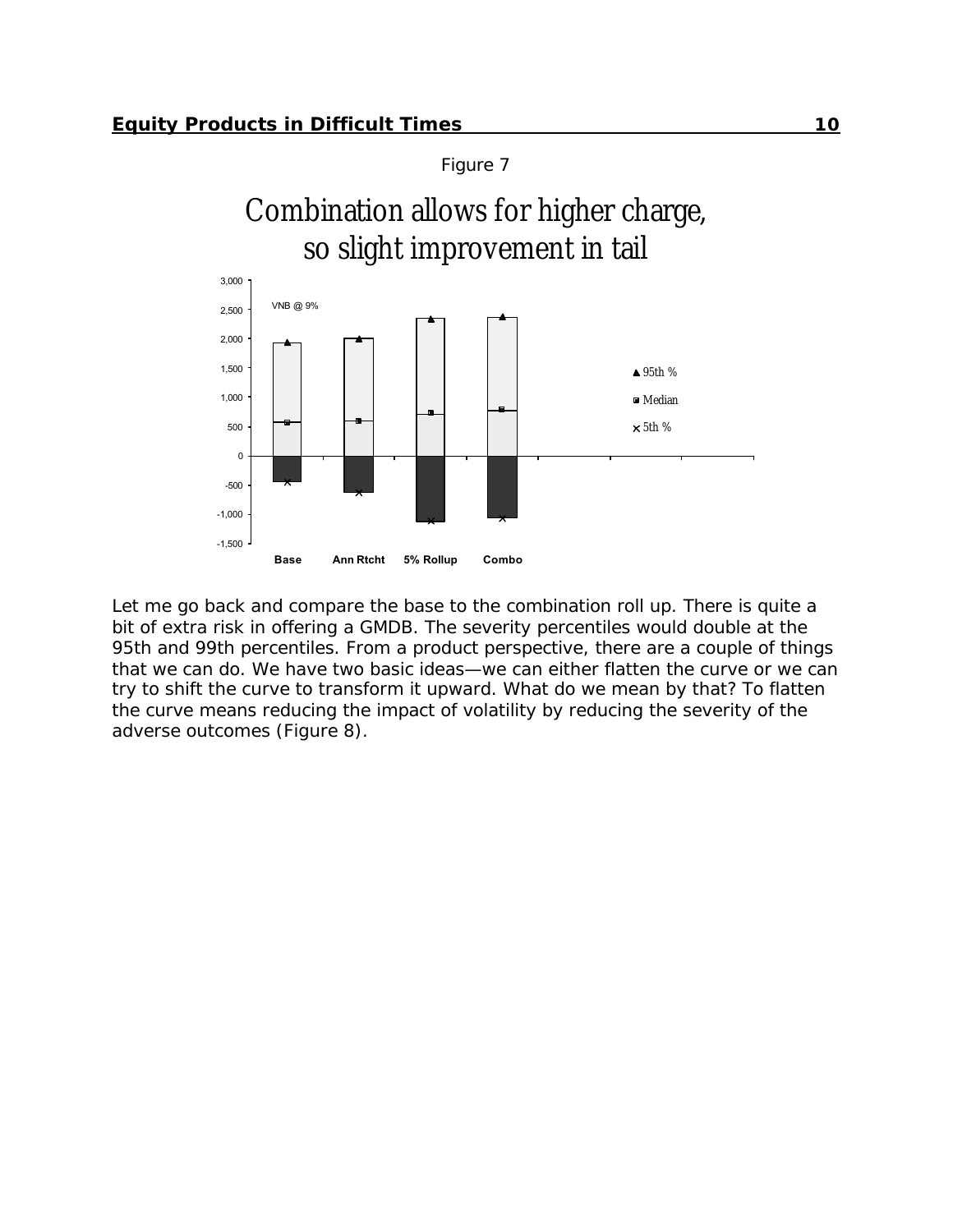Figure 7

Combination allows for higher charge, so slight improvement in tail

VNB @ 9%

3,000
2,500
2,000
1,500
1,000
500
0
-500
-1,000
-1,500

Base
Ann Rtcht
5% Rollup
Combo

▲ 95th %
Median
× 5th %

Let me go back and compare the base to the combination roll up. There is quite a bit of extra risk in offering a GMDB. The severity percentiles would double at the 95th and 99th percentiles. From a product perspective, there are a couple of things that we can do. We have two basic ideas—we can either flatten the curve or we can try to shift the curve to transform it upward. What do we mean by that? To flatten the curve means reducing the impact of volatility by reducing the severity of the adverse outcomes (Figure 8).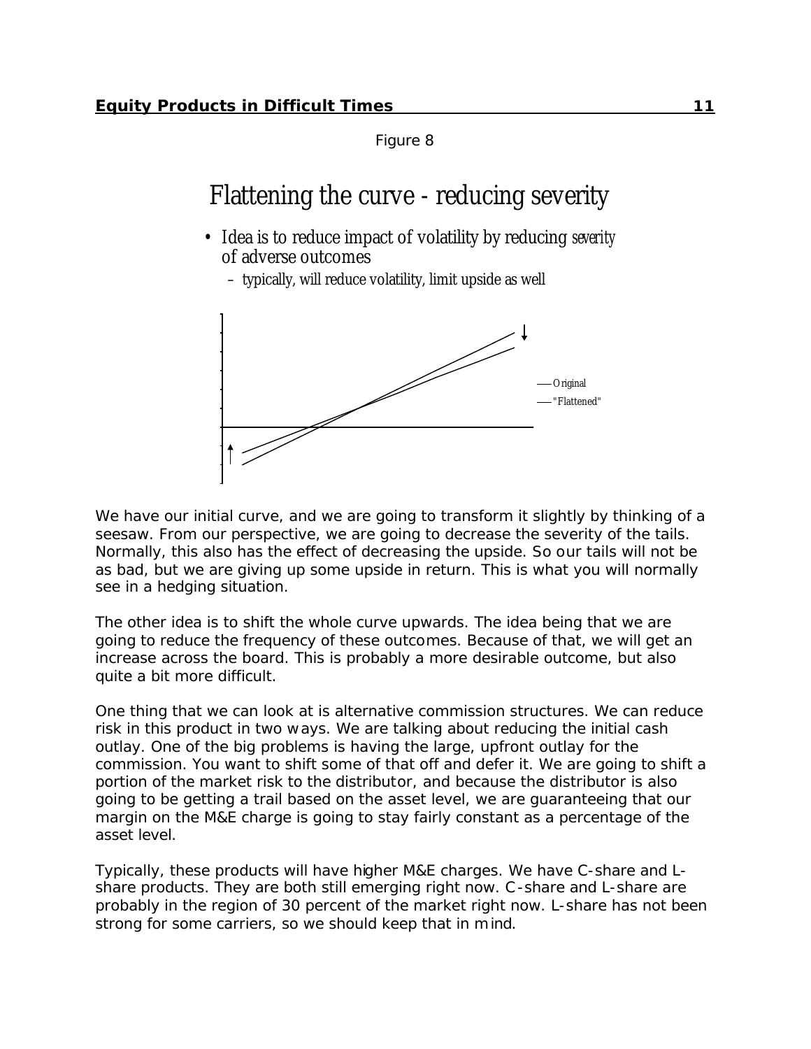Figure 8

## Flattening the curve - reducing severity

- Idea is to reduce impact of volatility by reducing *severity* of adverse outcomes
  - typically, will reduce volatility, limit upside as well

Original

"Flattened"

We have our initial curve, and we are going to transform it slightly by thinking of a seesaw. From our perspective, we are going to decrease the severity of the tails. Normally, this also has the effect of decreasing the upside. So our tails will not be as bad, but we are giving up some upside in return. This is what you will normally see in a hedging situation.

The other idea is to shift the whole curve upwards. The idea being that we are going to reduce the frequency of these outcomes. Because of that, we will get an increase across the board. This is probably a more desirable outcome, but also quite a bit more difficult.

One thing that we can look at is alternative commission structures. We can reduce risk in this product in two ways. We are talking about reducing the initial cash outlay. One of the big problems is having the large, upfront outlay for the commission. You want to shift some of that off and defer it. We are going to shift a portion of the market risk to the distributor, and because the distributor is also going to be getting a trail based on the asset level, we are guaranteeing that our margin on the M&E charge is going to stay fairly constant as a percentage of the asset level.

Typically, these products will have higher M&E charges. We have C-share and L-share products. They are both still emerging right now. C-share and L-share are probably in the region of 30 percent of the market right now. L-share has not been strong for some carriers, so we should keep that in mind.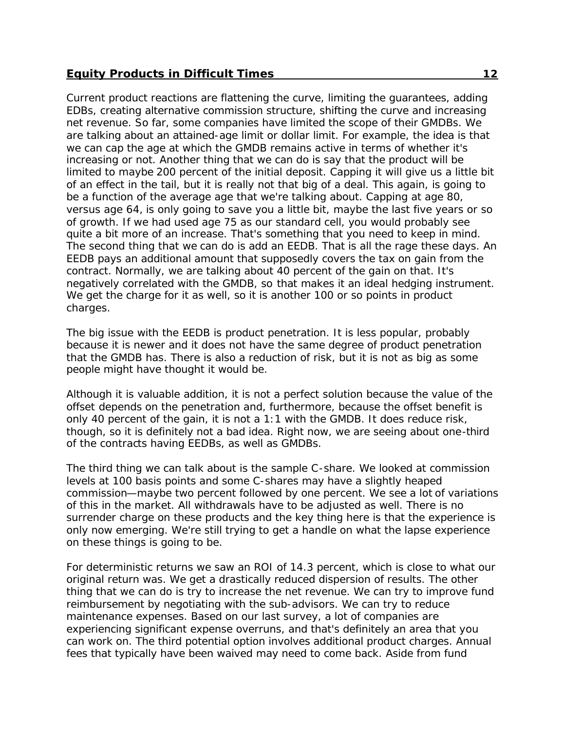Current product reactions are flattening the curve, limiting the guarantees, adding EDBs, creating alternative commission structure, shifting the curve and increasing net revenue. So far, some companies have limited the scope of their GMDBs. We are talking about an attained-age limit or dollar limit. For example, the idea is that we can cap the age at which the GMDB remains active in terms of whether it's increasing or not. Another thing that we can do is say that the product will be limited to maybe 200 percent of the initial deposit. Capping it will give us a little bit of an effect in the tail, but it is really not that big of a deal. This again, is going to be a function of the average age that we're talking about. Capping at age 80, versus age 64, is only going to save you a little bit, maybe the last five years or so of growth. If we had used age 75 as our standard cell, you would probably see quite a bit more of an increase. That's something that you need to keep in mind. The second thing that we can do is add an EEDB. That is all the rage these days. An EEDB pays an additional amount that supposedly covers the tax on gain from the contract. Normally, we are talking about 40 percent of the gain on that. It's negatively correlated with the GMDB, so that makes it an ideal hedging instrument. We get the charge for it as well, so it is another 100 or so points in product charges.

The big issue with the EEDB is product penetration. It is less popular, probably because it is newer and it does not have the same degree of product penetration that the GMDB has. There is also a reduction of risk, but it is not as big as some people might have thought it would be.

Although it is valuable addition, it is not a perfect solution because the value of the offset depends on the penetration and, furthermore, because the offset benefit is only 40 percent of the gain, it is not a 1:1 with the GMDB. It does reduce risk, though, so it is definitely not a bad idea. Right now, we are seeing about one-third of the contracts having EEDBs, as well as GMDBs.

The third thing we can talk about is the sample C-share. We looked at commission levels at 100 basis points and some C-shares may have a slightly heaped commission—maybe two percent followed by one percent. We see a lot of variations of this in the market. All withdrawals have to be adjusted as well. There is no surrender charge on these products and the key thing here is that the experience is only now emerging. We're still trying to get a handle on what the lapse experience on these things is going to be.

For deterministic returns we saw an ROI of 14.3 percent, which is close to what our original return was. We get a drastically reduced dispersion of results. The other thing that we can do is try to increase the net revenue. We can try to improve fund reimbursement by negotiating with the sub-advisors. We can try to reduce maintenance expenses. Based on our last survey, a lot of companies are experiencing significant expense overruns, and that's definitely an area that you can work on. The third potential option involves additional product charges. Annual fees that typically have been waived may need to come back. Aside from fund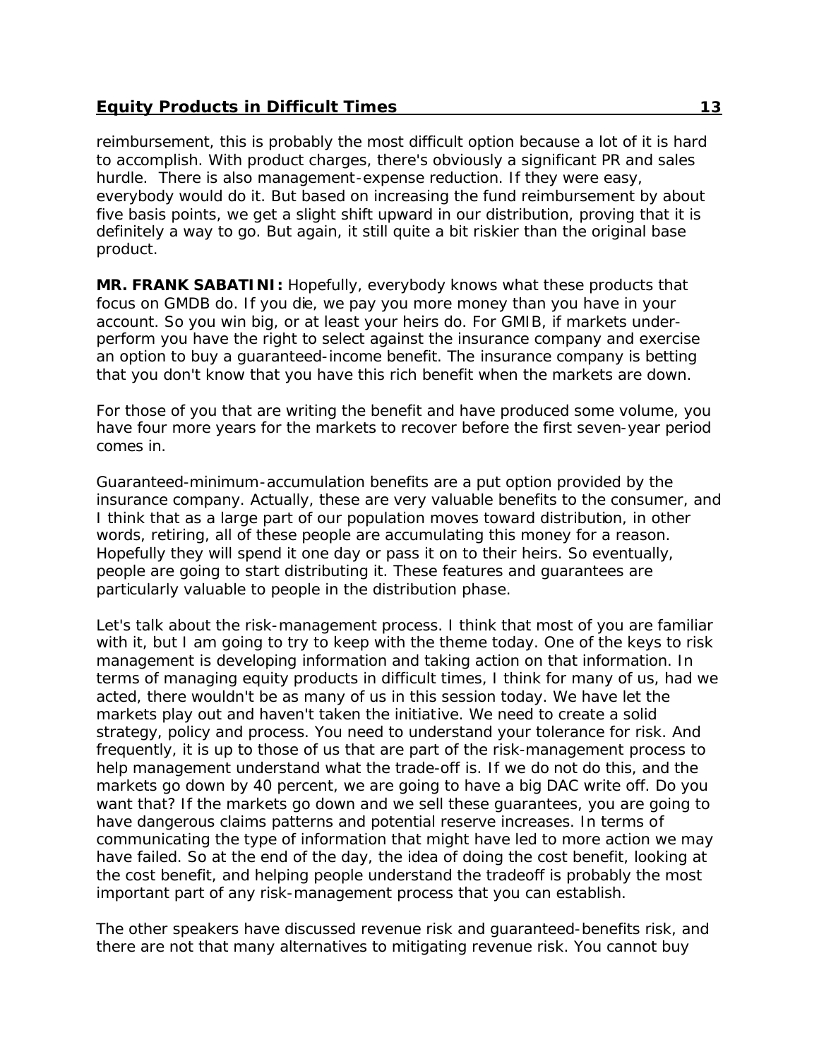reimbursement, this is probably the most difficult option because a lot of it is hard to accomplish. With product charges, there's obviously a significant PR and sales hurdle. There is also management-expense reduction. If they were easy, everybody would do it. But based on increasing the fund reimbursement by about five basis points, we get a slight shift upward in our distribution, proving that it is definitely a way to go. But again, it still quite a bit riskier than the original base product.

**MR. FRANK SABATINI:** Hopefully, everybody knows what these products that focus on GMDB do. If you die, we pay you more money than you have in your account. So you win big, or at least your heirs do. For GMIB, if markets under-perform you have the right to select against the insurance company and exercise an option to buy a guaranteed-income benefit. The insurance company is betting that you don't know that you have this rich benefit when the markets are down.

For those of you that are writing the benefit and have produced some volume, you have four more years for the markets to recover before the first seven-year period comes in.

Guaranteed-minimum-accumulation benefits are a put option provided by the insurance company. Actually, these are very valuable benefits to the consumer, and I think that as a large part of our population moves toward distribution, in other words, retiring, all of these people are accumulating this money for a reason. Hopefully they will spend it one day or pass it on to their heirs. So eventually, people are going to start distributing it. These features and guarantees are particularly valuable to people in the distribution phase.

Let's talk about the risk-management process. I think that most of you are familiar with it, but I am going to try to keep with the theme today. One of the keys to risk management is developing information and taking action on that information. In terms of managing equity products in difficult times, I think for many of us, had we acted, there wouldn't be as many of us in this session today. We have let the markets play out and haven't taken the initiative. We need to create a solid strategy, policy and process. You need to understand your tolerance for risk. And frequently, it is up to those of us that are part of the risk-management process to help management understand what the trade-off is. If we do not do this, and the markets go down by 40 percent, we are going to have a big DAC write off. Do you want that? If the markets go down and we sell these guarantees, you are going to have dangerous claims patterns and potential reserve increases. In terms of communicating the type of information that might have led to more action we may have failed. So at the end of the day, the idea of doing the cost benefit, looking at the cost benefit, and helping people understand the tradeoff is probably the most important part of any risk-management process that you can establish.

The other speakers have discussed revenue risk and guaranteed-benefits risk, and there are not that many alternatives to mitigating revenue risk. You cannot buy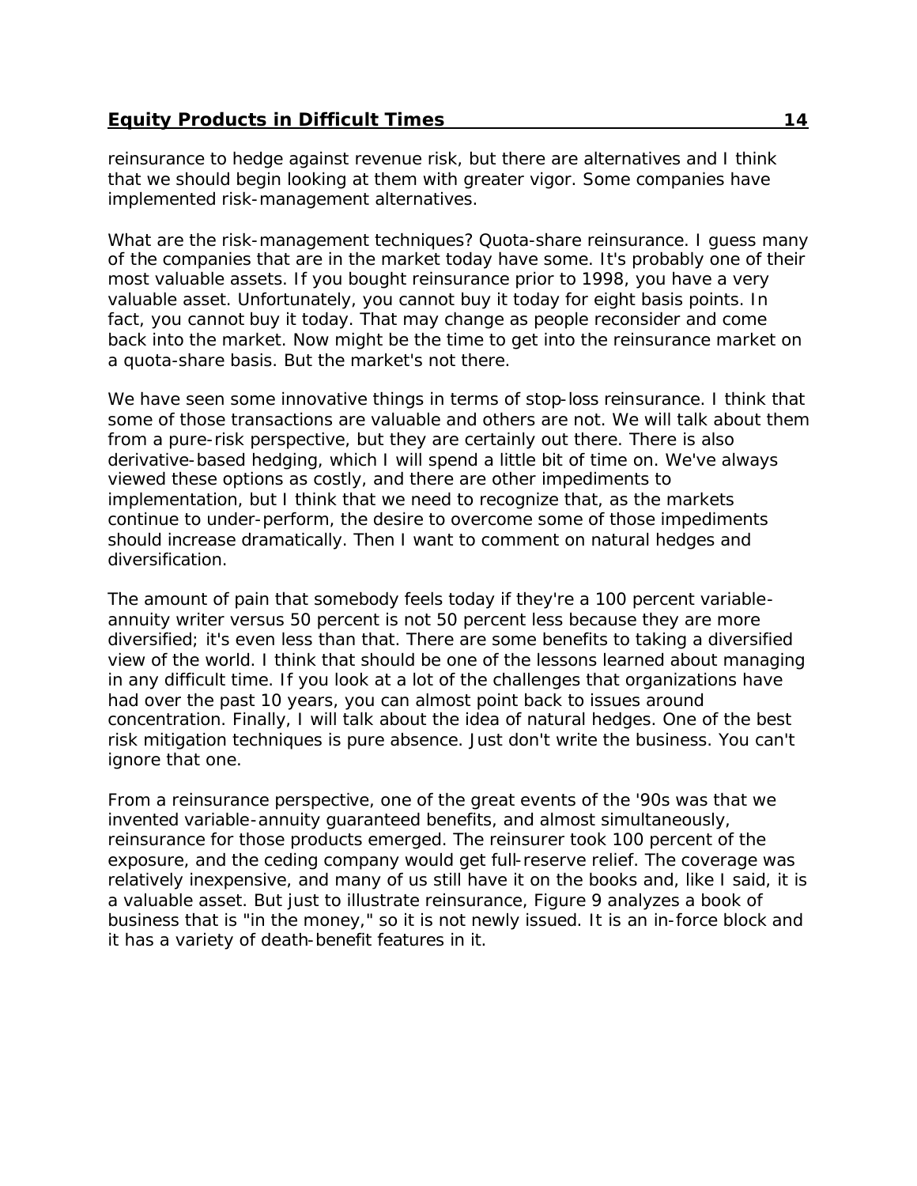reinsurance to hedge against revenue risk, but there are alternatives and I think that we should begin looking at them with greater vigor. Some companies have implemented risk-management alternatives.

What are the risk-management techniques? Quota-share reinsurance. I guess many of the companies that are in the market today have some. It's probably one of their most valuable assets. If you bought reinsurance prior to 1998, you have a very valuable asset. Unfortunately, you cannot buy it today for eight basis points. In fact, you cannot buy it today. That may change as people reconsider and come back into the market. Now might be the time to get into the reinsurance market on a quota-share basis. But the market's not there.

We have seen some innovative things in terms of stop-loss reinsurance. I think that some of those transactions are valuable and others are not. We will talk about them from a pure-risk perspective, but they are certainly out there. There is also derivative-based hedging, which I will spend a little bit of time on. We've always viewed these options as costly, and there are other impediments to implementation, but I think that we need to recognize that, as the markets continue to under-perform, the desire to overcome some of those impediments should increase dramatically. Then I want to comment on natural hedges and diversification.

The amount of pain that somebody feels today if they're a 100 percent variable-annuity writer versus 50 percent is not 50 percent less because they are more diversified; it's even less than that. There are some benefits to taking a diversified view of the world. I think that should be one of the lessons learned about managing in any difficult time. If you look at a lot of the challenges that organizations have had over the past 10 years, you can almost point back to issues around concentration. Finally, I will talk about the idea of natural hedges. One of the best risk mitigation techniques is pure absence. Just don't write the business. You can't ignore that one.

From a reinsurance perspective, one of the great events of the '90s was that we invented variable-annuity guaranteed benefits, and almost simultaneously, reinsurance for those products emerged. The reinsurer took 100 percent of the exposure, and the ceding company would get full-reserve relief. The coverage was relatively inexpensive, and many of us still have it on the books and, like I said, it is a valuable asset. But just to illustrate reinsurance, Figure 9 analyzes a book of business that is "in the money," so it is not newly issued. It is an in-force block and it has a variety of death-benefit features in it.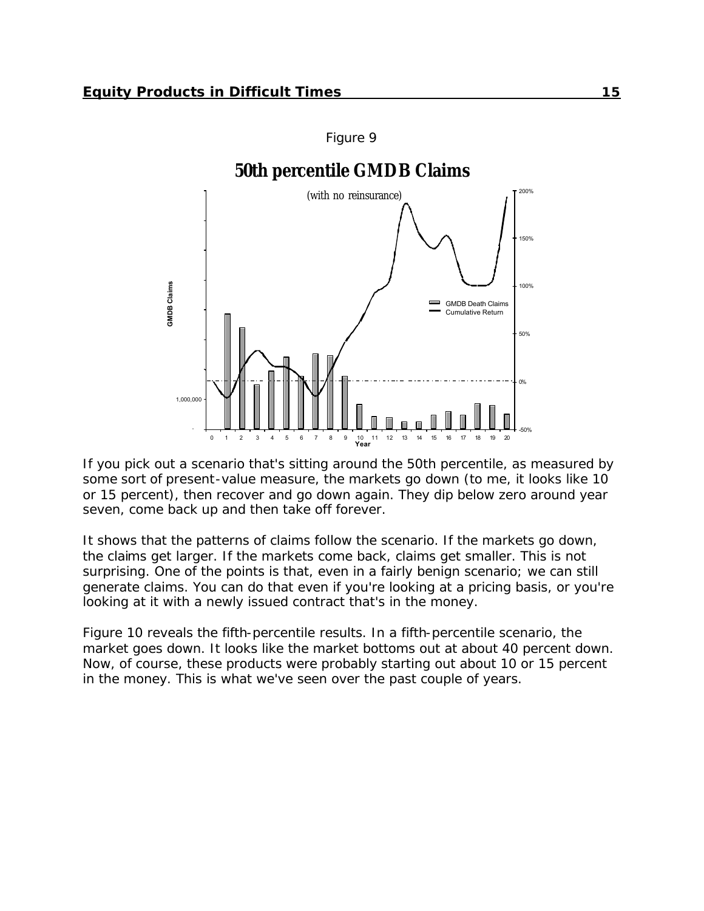Figure 9

**50th percentile GMDB Claims**

(with no reinsurance)

GMDB Claims

1,000,000

-

0 1 2 3 4 5 6 7 8 9 10 11 12 13 14 15 16 17 18 19 20

Year

200%

150%

100%

50%

0%

-50%

GMDB Death Claims

Cumulative Return

If you pick out a scenario that's sitting around the 50th percentile, as measured by some sort of present-value measure, the markets go down (to me, it looks like 10 or 15 percent), then recover and go down again. They dip below zero around year seven, come back up and then take off forever.

It shows that the patterns of claims follow the scenario. If the markets go down, the claims get larger. If the markets come back, claims get smaller. This is not surprising. One of the points is that, even in a fairly benign scenario; we can still generate claims. You can do that even if you're looking at a pricing basis, or you're looking at it with a newly issued contract that's in the money.

Figure 10 reveals the fifth-percentile results. In a fifth-percentile scenario, the market goes down. It looks like the market bottoms out at about 40 percent down. Now, of course, these products were probably starting out about 10 or 15 percent in the money. This is what we've seen over the past couple of years.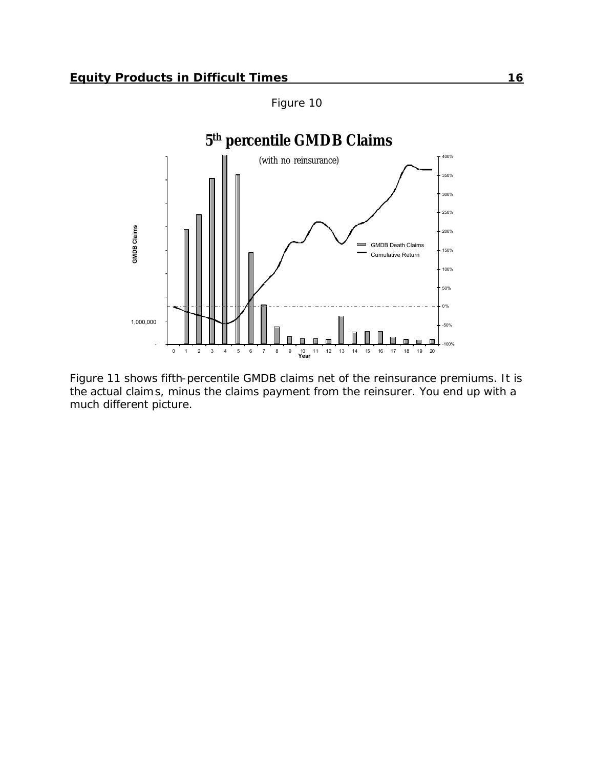Figure 10

5th percentile GMDB Claims

(with no reinsurance)

GMDB Claims

1,000,000

-

400%

350%

300%

250%

200%

150%

100%

50%

0%

-50%

-100%

GMDB Death Claims

Cumulative Return

0 1 2 3 4 5 6 7 8 9 10 11 12 13 14 15 16 17 18 19 20

Year

Figure 11 shows fifth-percentile GMDB claims net of the reinsurance premiums. It is the actual claims, minus the claims payment from the reinsurer. You end up with a much different picture.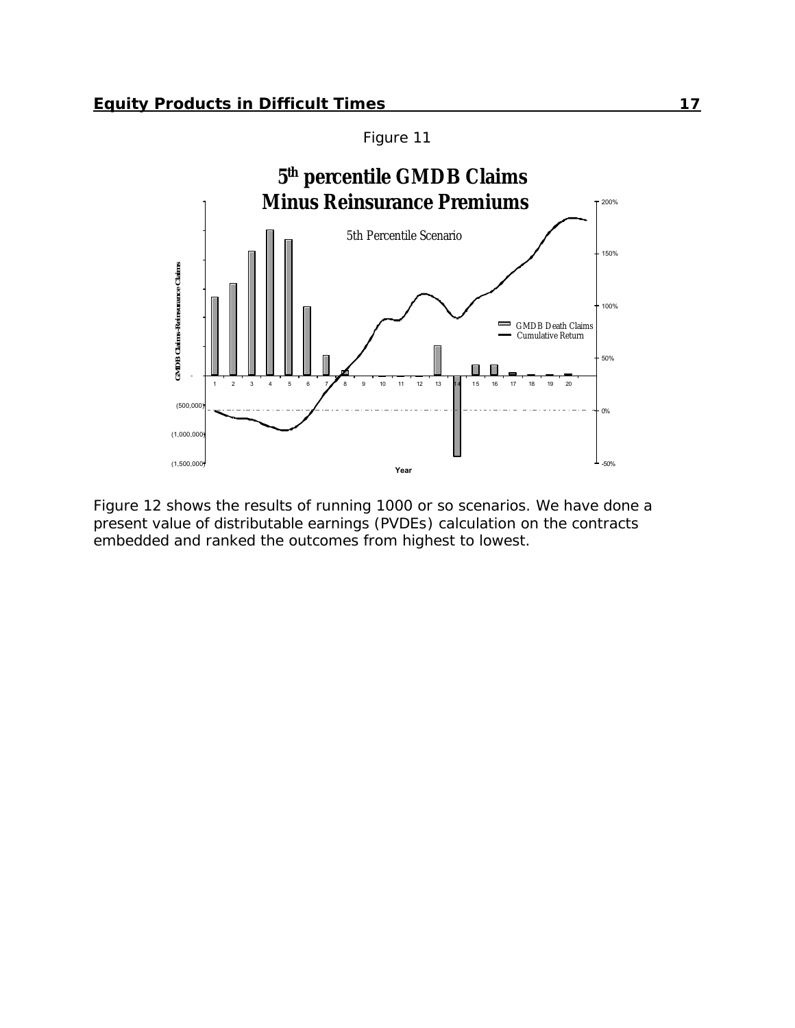Figure 11

**5th percentile GMDB Claims Minus Reinsurance Premiums**

5th Percentile Scenario

GMDB Claims-Reinsurance Claims

-
(500,000)
(1,000,000)
(1,500,000)

1 2 3 4 5 6 7 8 9 10 11 12 13 14 15 16 17 18 19 20

Year

200%
150%
100%
50%
0%
-50%

GMDB Death Claims
Cumulative Return

Figure 12 shows the results of running 1000 or so scenarios. We have done a present value of distributable earnings (PVDEs) calculation on the contracts embedded and ranked the outcomes from highest to lowest.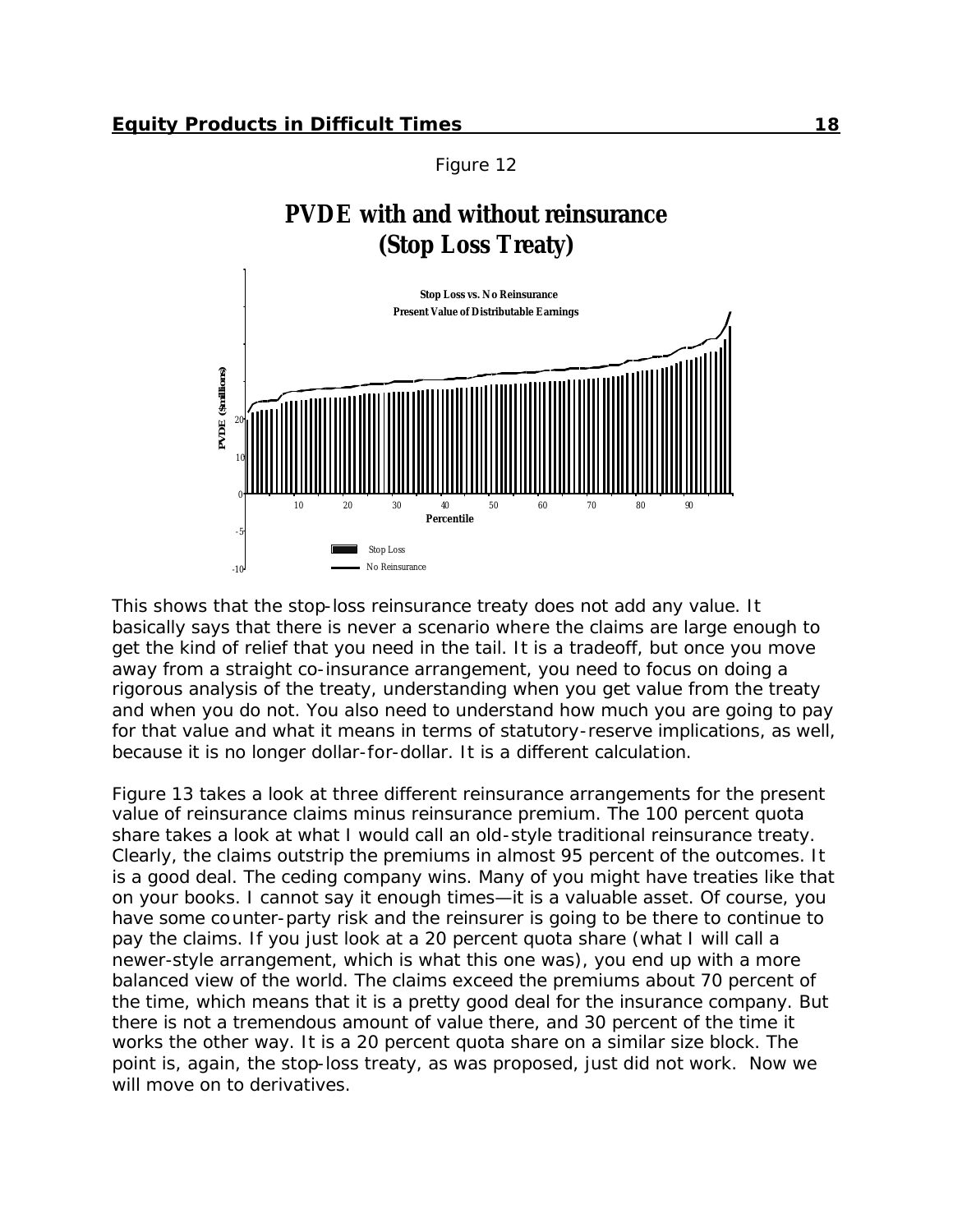Figure 12

**PVDE with and without reinsurance (Stop Loss Treaty)**

Stop Loss vs. No Reinsurance
Present Value of Distributable Earnings

PVDE ($millions)

20
10
0
-5
-10

10 20 30 40 50 60 70 80 90
Percentile

Stop Loss
No Reinsurance

This shows that the stop-loss reinsurance treaty does not add any value. It basically says that there is never a scenario where the claims are large enough to get the kind of relief that you need in the tail. It is a tradeoff, but once you move away from a straight co-insurance arrangement, you need to focus on doing a rigorous analysis of the treaty, understanding when you get value from the treaty and when you do not. You also need to understand how much you are going to pay for that value and what it means in terms of statutory-reserve implications, as well, because it is no longer dollar-for-dollar. It is a different calculation.

Figure 13 takes a look at three different reinsurance arrangements for the present value of reinsurance claims minus reinsurance premium. The 100 percent quota share takes a look at what I would call an old-style traditional reinsurance treaty. Clearly, the claims outstrip the premiums in almost 95 percent of the outcomes. It is a good deal. The ceding company wins. Many of you might have treaties like that on your books. I cannot say it enough times—it is a valuable asset. Of course, you have some counter-party risk and the reinsurer is going to be there to continue to pay the claims. If you just look at a 20 percent quota share (what I will call a newer-style arrangement, which is what this one was), you end up with a more balanced view of the world. The claims exceed the premiums about 70 percent of the time, which means that it is a pretty good deal for the insurance company. But there is not a tremendous amount of value there, and 30 percent of the time it works the other way. It is a 20 percent quota share on a similar size block. The point is, again, the stop-loss treaty, as was proposed, just did not work. Now we will move on to derivatives.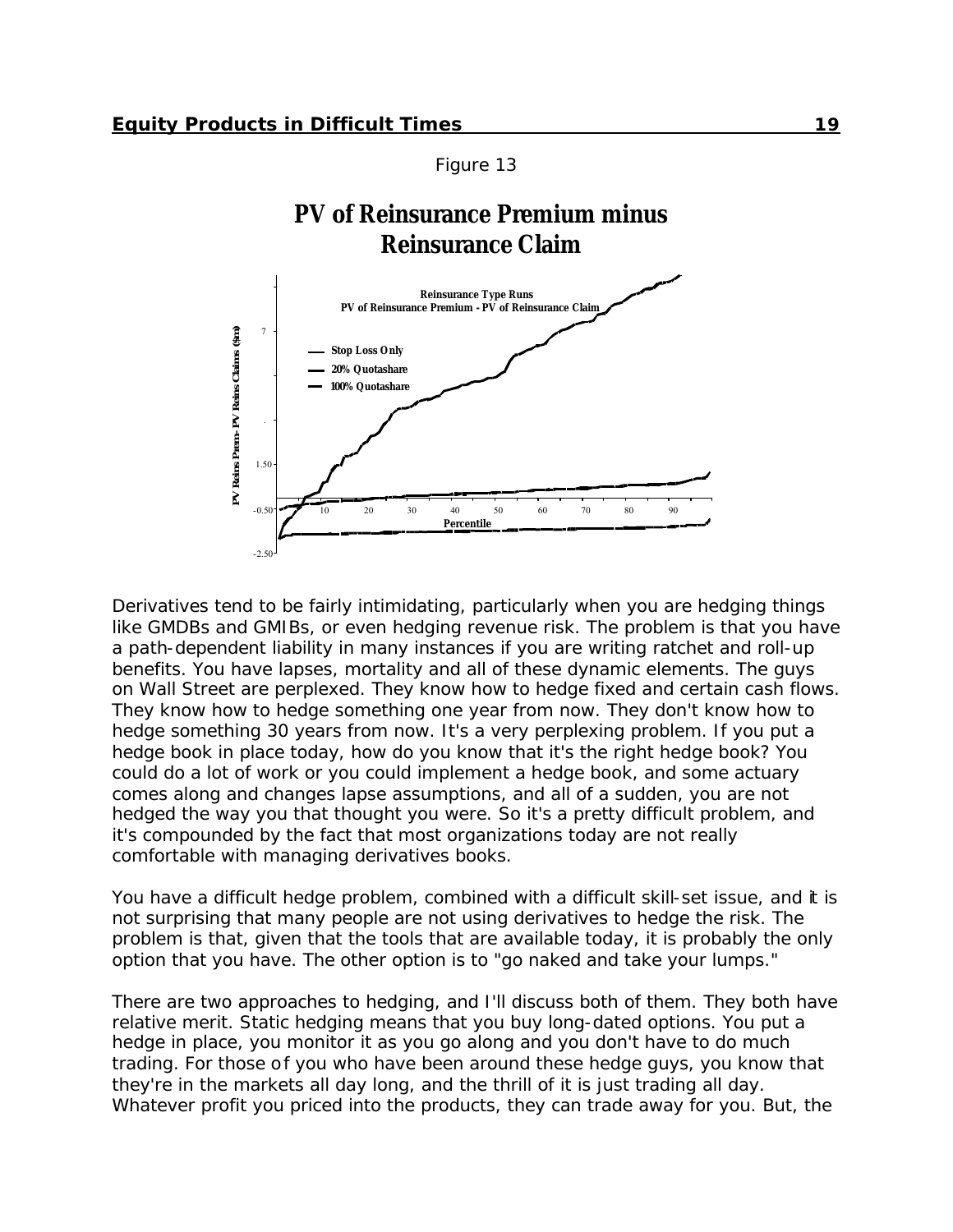Figure 13

**PV of Reinsurance Premium minus Reinsurance Claim**

Reinsurance Type Runs
PV of Reinsurance Premium - PV of Reinsurance Claim

Stop Loss Only
20% Quotashare
100% Quotashare

PV Reins Prem- PV Reins Claims ($m)

7
1.50
-0.50
-2.50

10 20 30 40 50 60 70 80 90
Percentile

Derivatives tend to be fairly intimidating, particularly when you are hedging things like GMDBs and GMIBs, or even hedging revenue risk. The problem is that you have a path-dependent liability in many instances if you are writing ratchet and roll-up benefits. You have lapses, mortality and all of these dynamic elements. The guys on Wall Street are perplexed. They know how to hedge fixed and certain cash flows. They know how to hedge something one year from now. They don't know how to hedge something 30 years from now. It's a very perplexing problem. If you put a hedge book in place today, how do you know that it's the right hedge book? You could do a lot of work or you could implement a hedge book, and some actuary comes along and changes lapse assumptions, and all of a sudden, you are not hedged the way you that thought you were. So it's a pretty difficult problem, and it's compounded by the fact that most organizations today are not really comfortable with managing derivatives books.

You have a difficult hedge problem, combined with a difficult skill-set issue, and it is not surprising that many people are not using derivatives to hedge the risk. The problem is that, given that the tools that are available today, it is probably the only option that you have. The other option is to "go naked and take your lumps."

There are two approaches to hedging, and I'll discuss both of them. They both have relative merit. Static hedging means that you buy long-dated options. You put a hedge in place, you monitor it as you go along and you don't have to do much trading. For those of you who have been around these hedge guys, you know that they're in the markets all day long, and the thrill of it is just trading all day. Whatever profit you priced into the products, they can trade away for you. But, the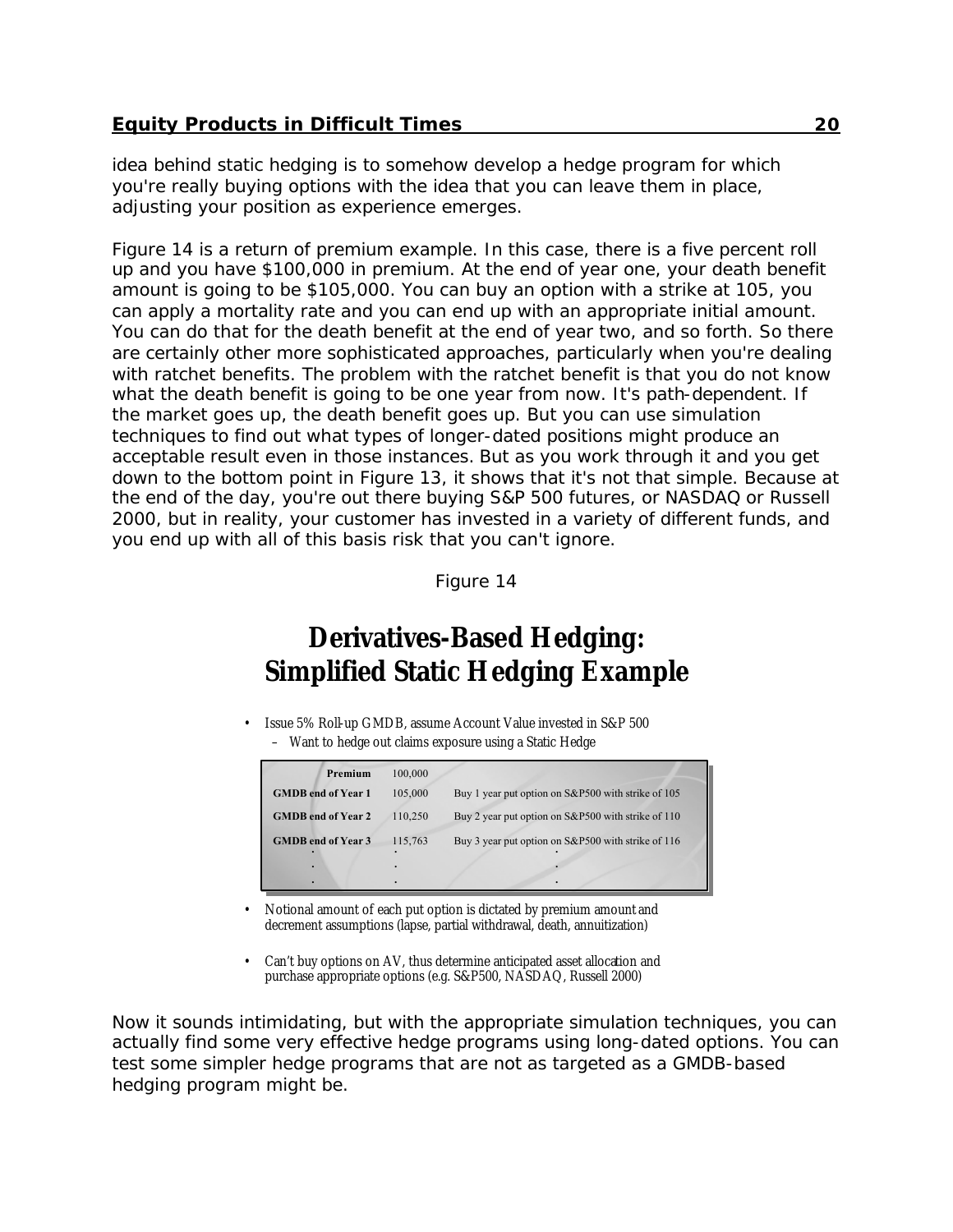idea behind static hedging is to somehow develop a hedge program for which you're really buying options with the idea that you can leave them in place, adjusting your position as experience emerges.

Figure 14 is a return of premium example. In this case, there is a five percent roll up and you have $100,000 in premium. At the end of year one, your death benefit amount is going to be $105,000. You can buy an option with a strike at 105, you can apply a mortality rate and you can end up with an appropriate initial amount. You can do that for the death benefit at the end of year two, and so forth. So there are certainly other more sophisticated approaches, particularly when you're dealing with ratchet benefits. The problem with the ratchet benefit is that you do not know what the death benefit is going to be one year from now. It's path-dependent. If the market goes up, the death benefit goes up. But you can use simulation techniques to find out what types of longer-dated positions might produce an acceptable result even in those instances. But as you work through it and you get down to the bottom point in Figure 13, it shows that it's not that simple. Because at the end of the day, you're out there buying S&P 500 futures, or NASDAQ or Russell 2000, but in reality, your customer has invested in a variety of different funds, and you end up with all of this basis risk that you can't ignore.

Figure 14

## Derivatives-Based Hedging: Simplified Static Hedging Example

- Issue 5% Roll-up GMDB, assume Account Value invested in S&P 500
  - Want to hedge out claims exposure using a Static Hedge

| | | |
|---|---|---|
| **Premium** | 100,000 | |
| **GMDB end of Year 1** | 105,000 | Buy 1 year put option on S&P500 with strike of 105 |
| **GMDB end of Year 2** | 110,250 | Buy 2 year put option on S&P500 with strike of 110 |
| **GMDB end of Year 3** | 115,763 | Buy 3 year put option on S&P500 with strike of 116 |
| . | . | . |
| . | . | . |
| . | . | . |

- Notional amount of each put option is dictated by premium amount and decrement assumptions (lapse, partial withdrawal, death, annuitization)
- Can't buy options on AV, thus determine anticipated asset allocation and purchase appropriate options (e.g. S&P500, NASDAQ, Russell 2000)

Now it sounds intimidating, but with the appropriate simulation techniques, you can actually find some very effective hedge programs using long-dated options. You can test some simpler hedge programs that are not as targeted as a GMDB-based hedging program might be.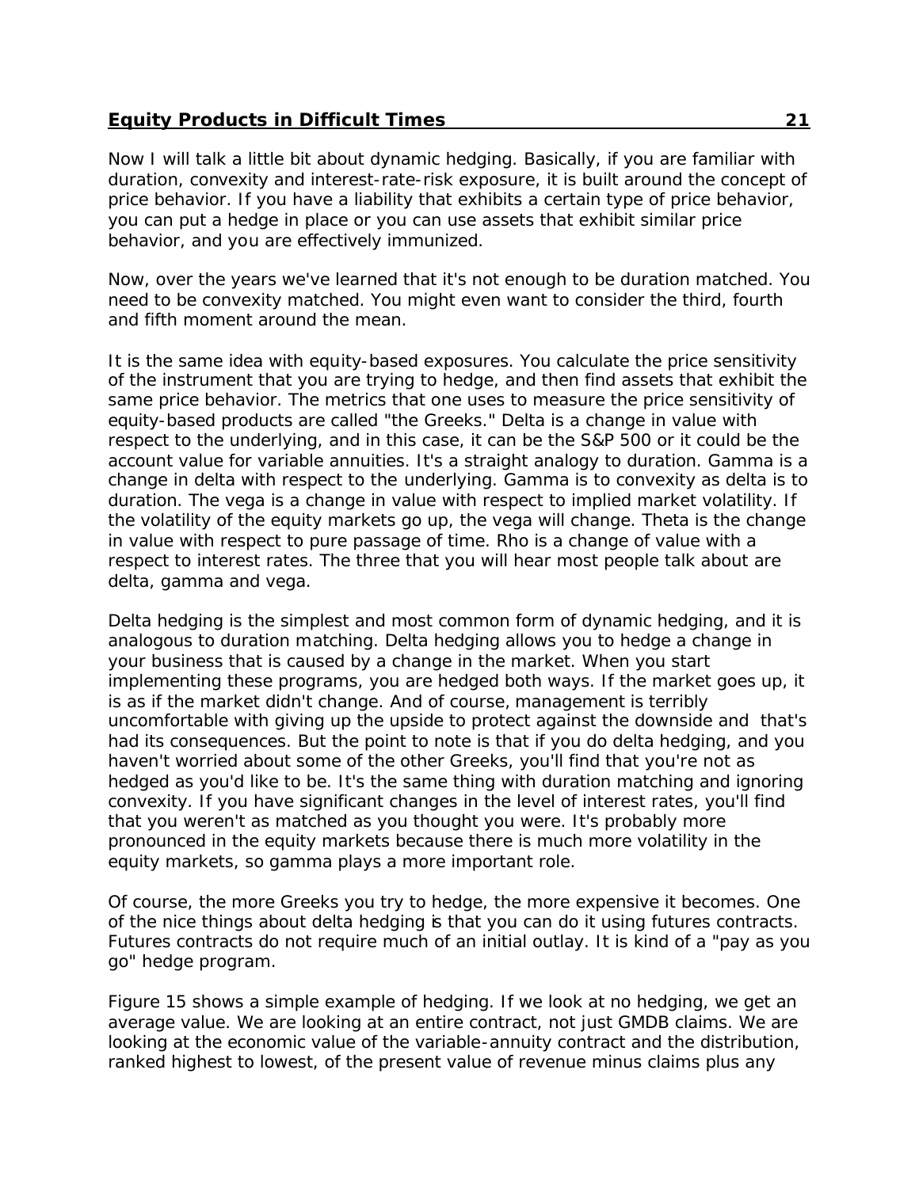Now I will talk a little bit about dynamic hedging. Basically, if you are familiar with duration, convexity and interest-rate-risk exposure, it is built around the concept of price behavior. If you have a liability that exhibits a certain type of price behavior, you can put a hedge in place or you can use assets that exhibit similar price behavior, and you are effectively immunized.

Now, over the years we've learned that it's not enough to be duration matched. You need to be convexity matched. You might even want to consider the third, fourth and fifth moment around the mean.

It is the same idea with equity-based exposures. You calculate the price sensitivity of the instrument that you are trying to hedge, and then find assets that exhibit the same price behavior. The metrics that one uses to measure the price sensitivity of equity-based products are called "the Greeks." Delta is a change in value with respect to the underlying, and in this case, it can be the S&P 500 or it could be the account value for variable annuities. It's a straight analogy to duration. Gamma is a change in delta with respect to the underlying. Gamma is to convexity as delta is to duration. The vega is a change in value with respect to implied market volatility. If the volatility of the equity markets go up, the vega will change. Theta is the change in value with respect to pure passage of time. Rho is a change of value with a respect to interest rates. The three that you will hear most people talk about are delta, gamma and vega.

Delta hedging is the simplest and most common form of dynamic hedging, and it is analogous to duration matching. Delta hedging allows you to hedge a change in your business that is caused by a change in the market. When you start implementing these programs, you are hedged both ways. If the market goes up, it is as if the market didn't change. And of course, management is terribly uncomfortable with giving up the upside to protect against the downside and that's had its consequences. But the point to note is that if you do delta hedging, and you haven't worried about some of the other Greeks, you'll find that you're not as hedged as you'd like to be. It's the same thing with duration matching and ignoring convexity. If you have significant changes in the level of interest rates, you'll find that you weren't as matched as you thought you were. It's probably more pronounced in the equity markets because there is much more volatility in the equity markets, so gamma plays a more important role.

Of course, the more Greeks you try to hedge, the more expensive it becomes. One of the nice things about delta hedging is that you can do it using futures contracts. Futures contracts do not require much of an initial outlay. It is kind of a "pay as you go" hedge program.

Figure 15 shows a simple example of hedging. If we look at no hedging, we get an average value. We are looking at an entire contract, not just GMDB claims. We are looking at the economic value of the variable-annuity contract and the distribution, ranked highest to lowest, of the present value of revenue minus claims plus any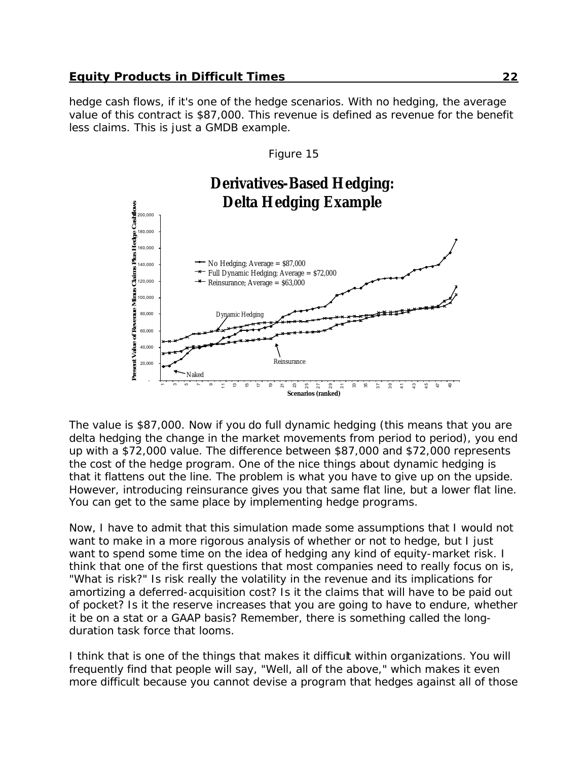hedge cash flows, if it's one of the hedge scenarios. With no hedging, the average value of this contract is $87,000. This revenue is defined as revenue for the benefit less claims. This is just a GMDB example.

Figure 15

**Derivatives-Based Hedging: Delta Hedging Example**

No Hedging; Average = $87,000
Full Dynamic Hedging; Average = $72,000
Reinsurance; Average = $63,000

Dynamic Hedging

Reinsurance

Naked

Present Value of Revenue Minus Claims Plus Hedge Cashflows

200,000
180,000
160,000
140,000
120,000
100,000
80,000
60,000
40,000
20,000
-

1 3 5 7 9 11 13 15 17 19 21 23 25 27 29 31 33 35 37 39 41 43 45 47 49

Scenarios (ranked)

The value is $87,000. Now if you do full dynamic hedging (this means that you are delta hedging the change in the market movements from period to period), you end up with a $72,000 value. The difference between $87,000 and $72,000 represents the cost of the hedge program. One of the nice things about dynamic hedging is that it flattens out the line. The problem is what you have to give up on the upside. However, introducing reinsurance gives you that same flat line, but a lower flat line. You can get to the same place by implementing hedge programs.

Now, I have to admit that this simulation made some assumptions that I would not want to make in a more rigorous analysis of whether or not to hedge, but I just want to spend some time on the idea of hedging any kind of equity-market risk. I think that one of the first questions that most companies need to really focus on is, "What is risk?" Is risk really the volatility in the revenue and its implications for amortizing a deferred-acquisition cost? Is it the claims that will have to be paid out of pocket? Is it the reserve increases that you are going to have to endure, whether it be on a stat or a GAAP basis? Remember, there is something called the long-duration task force that looms.

I think that is one of the things that makes it difficult within organizations. You will frequently find that people will say, "Well, all of the above," which makes it even more difficult because you cannot devise a program that hedges against all of those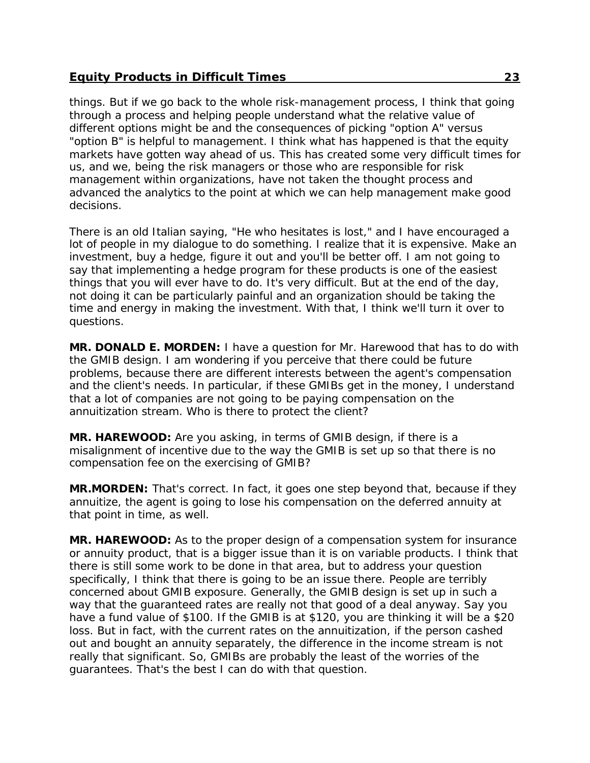things. But if we go back to the whole risk-management process, I think that going through a process and helping people understand what the relative value of different options might be and the consequences of picking "option A" versus "option B" is helpful to management. I think what has happened is that the equity markets have gotten way ahead of us. This has created some very difficult times for us, and we, being the risk managers or those who are responsible for risk management within organizations, have not taken the thought process and advanced the analytics to the point at which we can help management make good decisions.

There is an old Italian saying, "He who hesitates is lost," and I have encouraged a lot of people in my dialogue to do something. I realize that it is expensive. Make an investment, buy a hedge, figure it out and you'll be better off. I am not going to say that implementing a hedge program for these products is one of the easiest things that you will ever have to do. It's very difficult. But at the end of the day, not doing it can be particularly painful and an organization should be taking the time and energy in making the investment. With that, I think we'll turn it over to questions.

**MR. DONALD E. MORDEN:** I have a question for Mr. Harewood that has to do with the GMIB design. I am wondering if you perceive that there could be future problems, because there are different interests between the agent's compensation and the client's needs. In particular, if these GMIBs get in the money, I understand that a lot of companies are not going to be paying compensation on the annuitization stream. Who is there to protect the client?

**MR. HAREWOOD:** Are you asking, in terms of GMIB design, if there is a misalignment of incentive due to the way the GMIB is set up so that there is no compensation fee on the exercising of GMIB?

**MR.MORDEN:** That's correct. In fact, it goes one step beyond that, because if they annuitize, the agent is going to lose his compensation on the deferred annuity at that point in time, as well.

**MR. HAREWOOD:** As to the proper design of a compensation system for insurance or annuity product, that is a bigger issue than it is on variable products. I think that there is still some work to be done in that area, but to address your question specifically, I think that there is going to be an issue there. People are terribly concerned about GMIB exposure. Generally, the GMIB design is set up in such a way that the guaranteed rates are really not that good of a deal anyway. Say you have a fund value of $100. If the GMIB is at $120, you are thinking it will be a $20 loss. But in fact, with the current rates on the annuitization, if the person cashed out and bought an annuity separately, the difference in the income stream is not really that significant. So, GMIBs are probably the least of the worries of the guarantees. That's the best I can do with that question.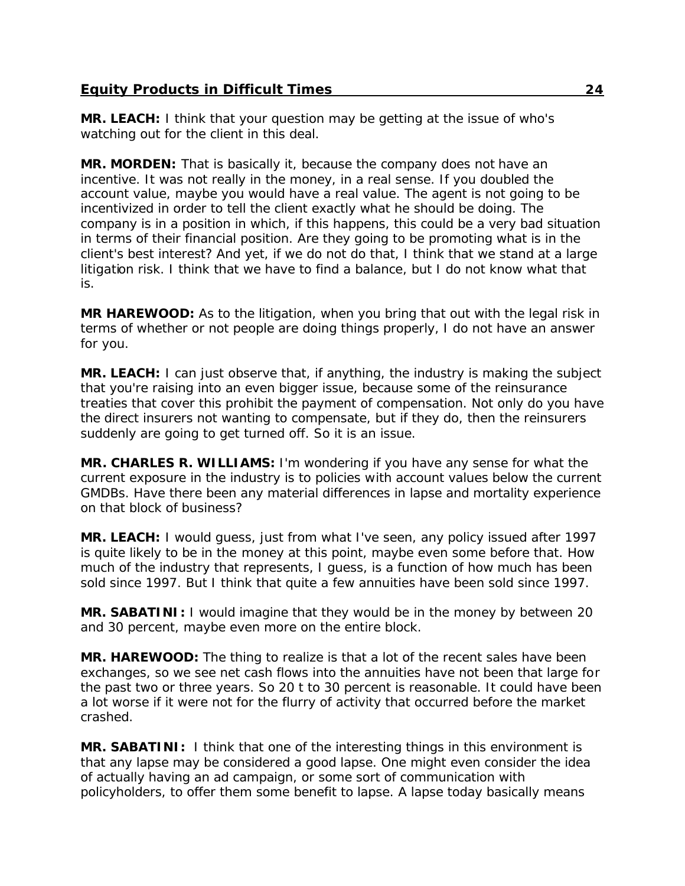**MR. LEACH:** I think that your question may be getting at the issue of who's watching out for the client in this deal.

**MR. MORDEN:** That is basically it, because the company does not have an incentive. It was not really in the money, in a real sense. If you doubled the account value, maybe you would have a real value. The agent is not going to be incentivized in order to tell the client exactly what he should be doing. The company is in a position in which, if this happens, this could be a very bad situation in terms of their financial position. Are they going to be promoting what is in the client's best interest? And yet, if we do not do that, I think that we stand at a large litigation risk. I think that we have to find a balance, but I do not know what that is.

**MR HAREWOOD:** As to the litigation, when you bring that out with the legal risk in terms of whether or not people are doing things properly, I do not have an answer for you.

**MR. LEACH:** I can just observe that, if anything, the industry is making the subject that you're raising into an even bigger issue, because some of the reinsurance treaties that cover this prohibit the payment of compensation. Not only do you have the direct insurers not wanting to compensate, but if they do, then the reinsurers suddenly are going to get turned off. So it is an issue.

**MR. CHARLES R. WILLIAMS:** I'm wondering if you have any sense for what the current exposure in the industry is to policies with account values below the current GMDBs. Have there been any material differences in lapse and mortality experience on that block of business?

**MR. LEACH:** I would guess, just from what I've seen, any policy issued after 1997 is quite likely to be in the money at this point, maybe even some before that. How much of the industry that represents, I guess, is a function of how much has been sold since 1997. But I think that quite a few annuities have been sold since 1997.

**MR. SABATINI:** I would imagine that they would be in the money by between 20 and 30 percent, maybe even more on the entire block.

**MR. HAREWOOD:** The thing to realize is that a lot of the recent sales have been exchanges, so we see net cash flows into the annuities have not been that large for the past two or three years. So 20 t to 30 percent is reasonable. It could have been a lot worse if it were not for the flurry of activity that occurred before the market crashed.

**MR. SABATINI:** I think that one of the interesting things in this environment is that any lapse may be considered a good lapse. One might even consider the idea of actually having an ad campaign, or some sort of communication with policyholders, to offer them some benefit to lapse. A lapse today basically means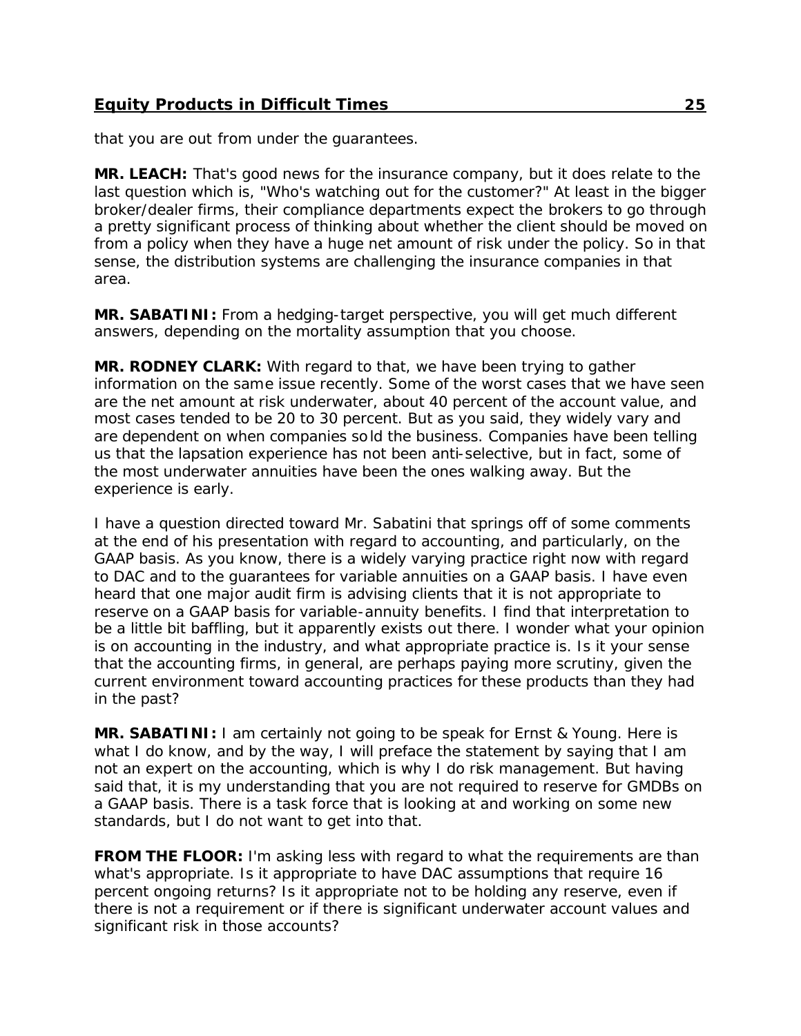that you are out from under the guarantees.

**MR. LEACH:** That's good news for the insurance company, but it does relate to the last question which is, "Who's watching out for the customer?" At least in the bigger broker/dealer firms, their compliance departments expect the brokers to go through a pretty significant process of thinking about whether the client should be moved on from a policy when they have a huge net amount of risk under the policy. So in that sense, the distribution systems are challenging the insurance companies in that area.

**MR. SABATINI:** From a hedging-target perspective, you will get much different answers, depending on the mortality assumption that you choose.

**MR. RODNEY CLARK:** With regard to that, we have been trying to gather information on the same issue recently. Some of the worst cases that we have seen are the net amount at risk underwater, about 40 percent of the account value, and most cases tended to be 20 to 30 percent. But as you said, they widely vary and are dependent on when companies sold the business. Companies have been telling us that the lapsation experience has not been anti-selective, but in fact, some of the most underwater annuities have been the ones walking away. But the experience is early.

I have a question directed toward Mr. Sabatini that springs off of some comments at the end of his presentation with regard to accounting, and particularly, on the GAAP basis. As you know, there is a widely varying practice right now with regard to DAC and to the guarantees for variable annuities on a GAAP basis. I have even heard that one major audit firm is advising clients that it is not appropriate to reserve on a GAAP basis for variable-annuity benefits. I find that interpretation to be a little bit baffling, but it apparently exists out there. I wonder what your opinion is on accounting in the industry, and what appropriate practice is. Is it your sense that the accounting firms, in general, are perhaps paying more scrutiny, given the current environment toward accounting practices for these products than they had in the past?

**MR. SABATINI:** I am certainly not going to be speak for Ernst & Young. Here is what I do know, and by the way, I will preface the statement by saying that I am not an expert on the accounting, which is why I do risk management. But having said that, it is my understanding that you are not required to reserve for GMDBs on a GAAP basis. There is a task force that is looking at and working on some new standards, but I do not want to get into that.

**FROM THE FLOOR:** I'm asking less with regard to what the requirements are than what's appropriate. Is it appropriate to have DAC assumptions that require 16 percent ongoing returns? Is it appropriate not to be holding any reserve, even if there is not a requirement or if there is significant underwater account values and significant risk in those accounts?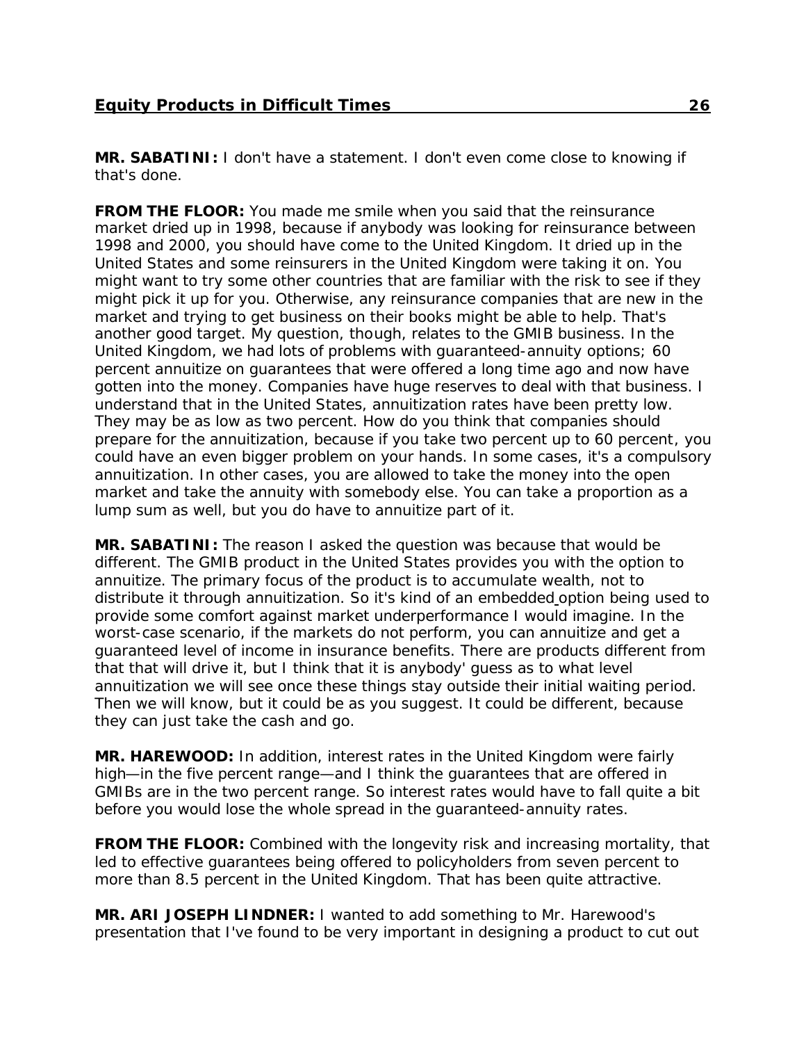**MR. SABATINI:** I don't have a statement. I don't even come close to knowing if that's done.

**FROM THE FLOOR:** You made me smile when you said that the reinsurance market dried up in 1998, because if anybody was looking for reinsurance between 1998 and 2000, you should have come to the United Kingdom. It dried up in the United States and some reinsurers in the United Kingdom were taking it on. You might want to try some other countries that are familiar with the risk to see if they might pick it up for you. Otherwise, any reinsurance companies that are new in the market and trying to get business on their books might be able to help. That's another good target. My question, though, relates to the GMIB business. In the United Kingdom, we had lots of problems with guaranteed-annuity options; 60 percent annuitize on guarantees that were offered a long time ago and now have gotten into the money. Companies have huge reserves to deal with that business. I understand that in the United States, annuitization rates have been pretty low. They may be as low as two percent. How do you think that companies should prepare for the annuitization, because if you take two percent up to 60 percent, you could have an even bigger problem on your hands. In some cases, it's a compulsory annuitization. In other cases, you are allowed to take the money into the open market and take the annuity with somebody else. You can take a proportion as a lump sum as well, but you do have to annuitize part of it.

**MR. SABATINI:** The reason I asked the question was because that would be different. The GMIB product in the United States provides you with the option to annuitize. The primary focus of the product is to accumulate wealth, not to distribute it through annuitization. So it's kind of an embedded option being used to provide some comfort against market underperformance I would imagine. In the worst-case scenario, if the markets do not perform, you can annuitize and get a guaranteed level of income in insurance benefits. There are products different from that that will drive it, but I think that it is anybody' guess as to what level annuitization we will see once these things stay outside their initial waiting period. Then we will know, but it could be as you suggest. It could be different, because they can just take the cash and go.

**MR. HAREWOOD:** In addition, interest rates in the United Kingdom were fairly high—in the five percent range—and I think the guarantees that are offered in GMIBs are in the two percent range. So interest rates would have to fall quite a bit before you would lose the whole spread in the guaranteed-annuity rates.

**FROM THE FLOOR:** Combined with the longevity risk and increasing mortality, that led to effective guarantees being offered to policyholders from seven percent to more than 8.5 percent in the United Kingdom. That has been quite attractive.

**MR. ARI JOSEPH LINDNER:** I wanted to add something to Mr. Harewood's presentation that I've found to be very important in designing a product to cut out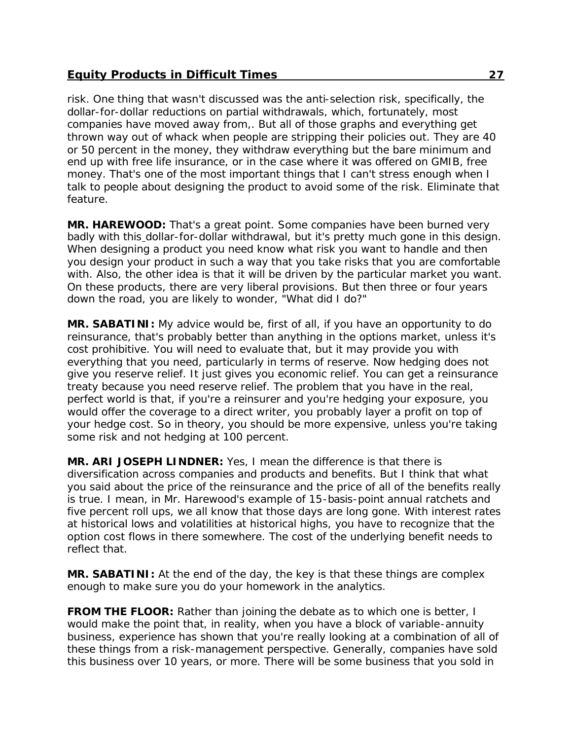risk. One thing that wasn't discussed was the anti-selection risk, specifically, the dollar-for-dollar reductions on partial withdrawals, which, fortunately, most companies have moved away from,. But all of those graphs and everything get thrown way out of whack when people are stripping their policies out. They are 40 or 50 percent in the money, they withdraw everything but the bare minimum and end up with free life insurance, or in the case where it was offered on GMIB, free money. That's one of the most important things that I can't stress enough when I talk to people about designing the product to avoid some of the risk. Eliminate that feature.

**MR. HAREWOOD:** That's a great point. Some companies have been burned very badly with this dollar-for-dollar withdrawal, but it's pretty much gone in this design. When designing a product you need know what risk you want to handle and then you design your product in such a way that you take risks that you are comfortable with. Also, the other idea is that it will be driven by the particular market you want. On these products, there are very liberal provisions. But then three or four years down the road, you are likely to wonder, "What did I do?"

**MR. SABATINI:** My advice would be, first of all, if you have an opportunity to do reinsurance, that's probably better than anything in the options market, unless it's cost prohibitive. You will need to evaluate that, but it may provide you with everything that you need, particularly in terms of reserve. Now hedging does not give you reserve relief. It just gives you economic relief. You can get a reinsurance treaty because you need reserve relief. The problem that you have in the real, perfect world is that, if you're a reinsurer and you're hedging your exposure, you would offer the coverage to a direct writer, you probably layer a profit on top of your hedge cost. So in theory, you should be more expensive, unless you're taking some risk and not hedging at 100 percent.

**MR. ARI JOSEPH LINDNER:** Yes, I mean the difference is that there is diversification across companies and products and benefits. But I think that what you said about the price of the reinsurance and the price of all of the benefits really is true. I mean, in Mr. Harewood's example of 15-basis-point annual ratchets and five percent roll ups, we all know that those days are long gone. With interest rates at historical lows and volatilities at historical highs, you have to recognize that the option cost flows in there somewhere. The cost of the underlying benefit needs to reflect that.

**MR. SABATINI:** At the end of the day, the key is that these things are complex enough to make sure you do your homework in the analytics.

**FROM THE FLOOR:** Rather than joining the debate as to which one is better, I would make the point that, in reality, when you have a block of variable-annuity business, experience has shown that you're really looking at a combination of all of these things from a risk-management perspective. Generally, companies have sold this business over 10 years, or more. There will be some business that you sold in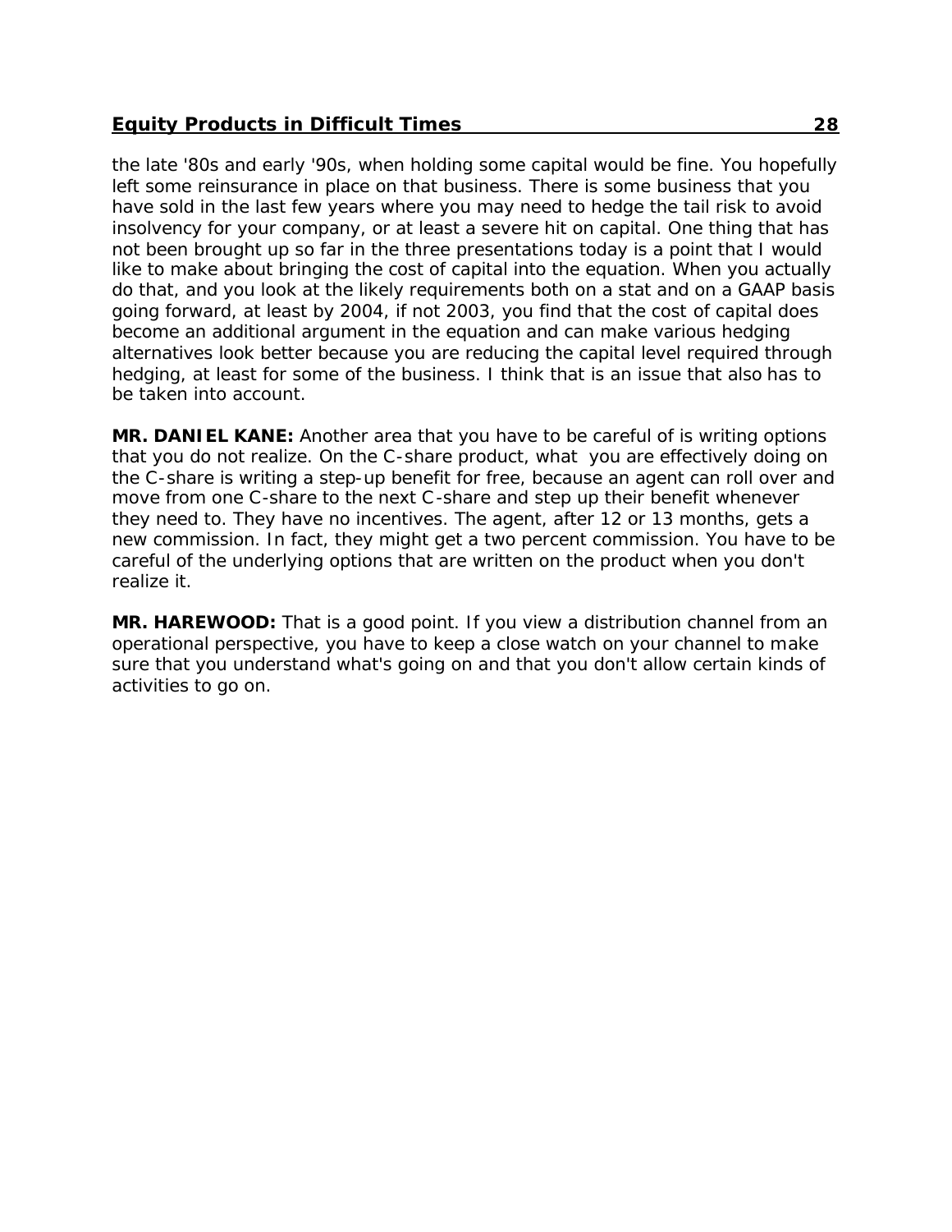the late '80s and early '90s, when holding some capital would be fine. You hopefully left some reinsurance in place on that business. There is some business that you have sold in the last few years where you may need to hedge the tail risk to avoid insolvency for your company, or at least a severe hit on capital. One thing that has not been brought up so far in the three presentations today is a point that I would like to make about bringing the cost of capital into the equation. When you actually do that, and you look at the likely requirements both on a stat and on a GAAP basis going forward, at least by 2004, if not 2003, you find that the cost of capital does become an additional argument in the equation and can make various hedging alternatives look better because you are reducing the capital level required through hedging, at least for some of the business. I think that is an issue that also has to be taken into account.

**MR. DANIEL KANE:** Another area that you have to be careful of is writing options that you do not realize. On the C-share product, what you are effectively doing on the C-share is writing a step-up benefit for free, because an agent can roll over and move from one C-share to the next C-share and step up their benefit whenever they need to. They have no incentives. The agent, after 12 or 13 months, gets a new commission. In fact, they might get a two percent commission. You have to be careful of the underlying options that are written on the product when you don't realize it.

**MR. HAREWOOD:** That is a good point. If you view a distribution channel from an operational perspective, you have to keep a close watch on your channel to make sure that you understand what's going on and that you don't allow certain kinds of activities to go on.